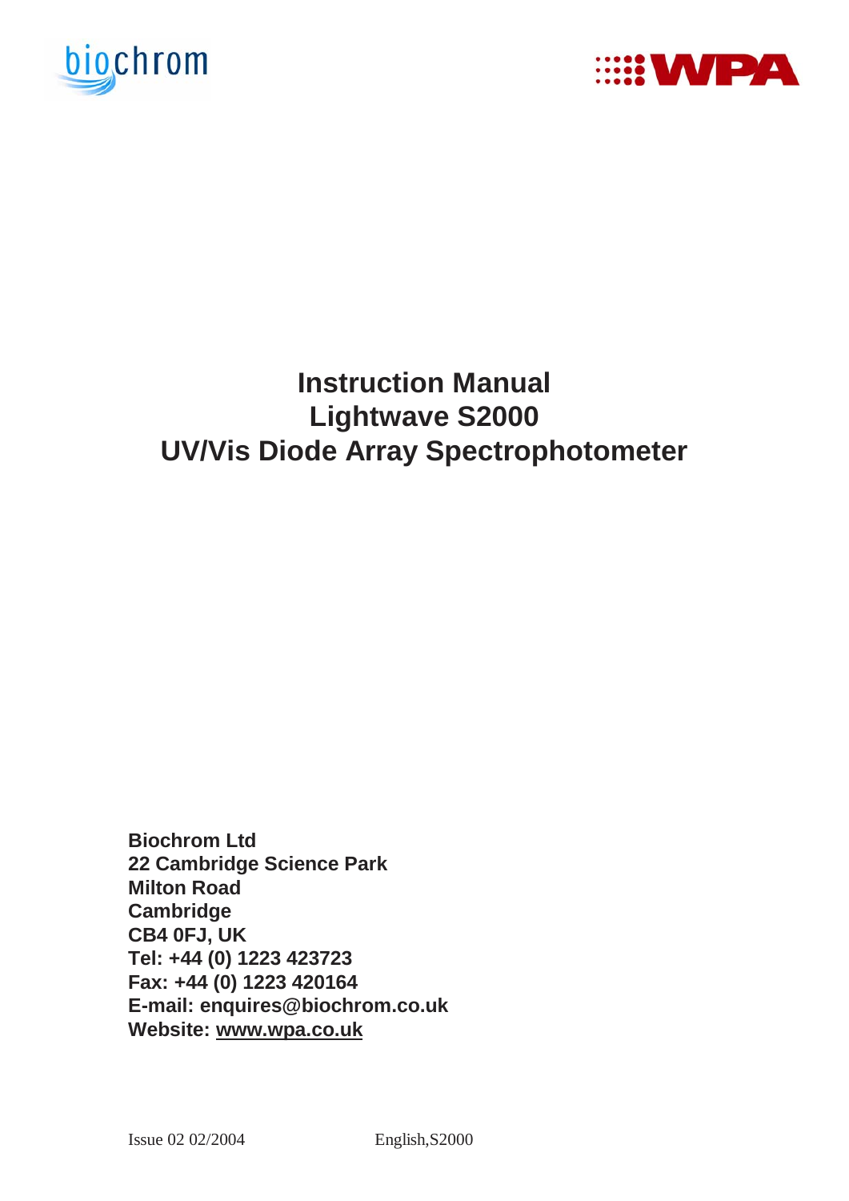biochrom

WPA

# Instruction Manual
# Lightwave S2000
# UV/Vis Diode Array Spectrophotometer

**Biochrom Ltd**
**22 Cambridge Science Park**
**Milton Road**
**Cambridge**
**CB4 0FJ, UK**
**Tel: +44 (0) 1223 423723**
**Fax: +44 (0) 1223 420164**
**E-mail: enquires@biochrom.co.uk**
**Website: www.wpa.co.uk**

Issue 02 02/2004 English,S2000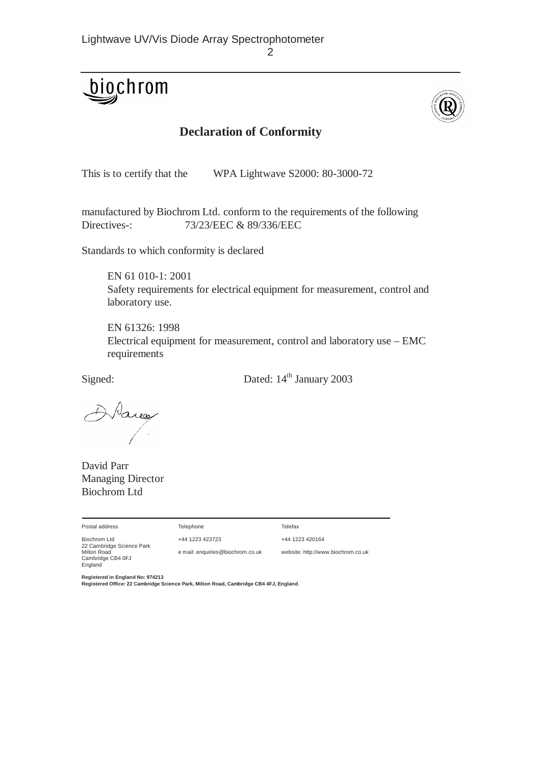biochrom

## Declaration of Conformity

This is to certify that the WPA Lightwave S2000: 80-3000-72

manufactured by Biochrom Ltd. conform to the requirements of the following Directives-: 73/23/EEC & 89/336/EEC

Standards to which conformity is declared

EN 61 010-1: 2001
Safety requirements for electrical equipment for measurement, control and laboratory use.

EN 61326: 1998
Electrical equipment for measurement, control and laboratory use – EMC requirements

Signed: Dated: 14th January 2003

David Parr
Managing Director
Biochrom Ltd

| Postal address | Telephone | Telefax |
|---|---|---|
| Biochrom Ltd<br>22 Cambridge Science Park<br>Milton Road<br>Cambridge CB4 0FJ<br>England | +44 1223 423723<br>e mail: enquiries@biochrom.co.uk | +44 1223 420164<br>website: http://www.biochrom.co.uk |

**Registered in England No: 974213**
**Registered Office: 22 Cambridge Science Park, Milton Road, Cambridge CB4 4FJ, England**.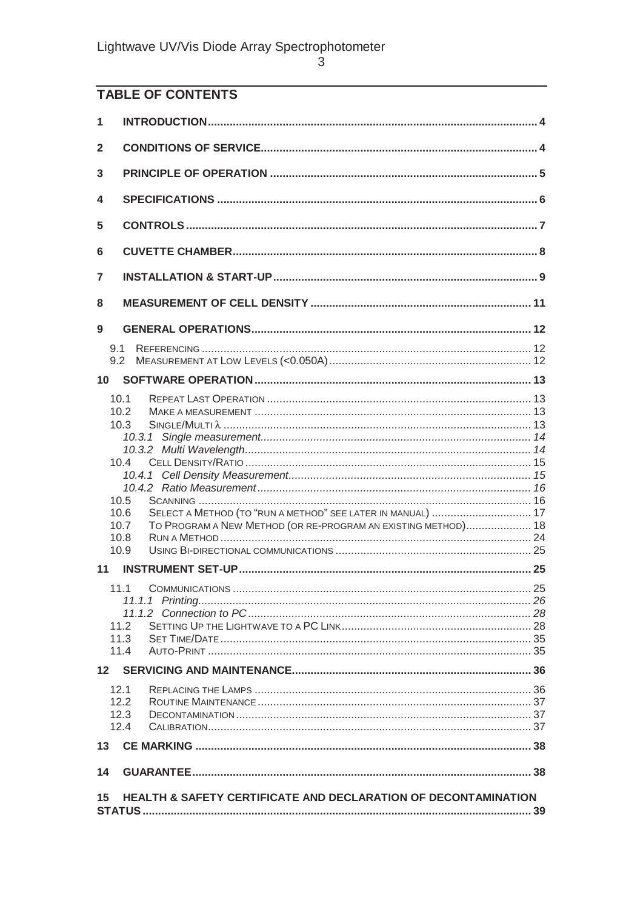## TABLE OF CONTENTS

1 INTRODUCTION ........ 4

2 CONDITIONS OF SERVICE ........ 4

3 PRINCIPLE OF OPERATION ........ 5

4 SPECIFICATIONS ........ 6

5 CONTROLS ........ 7

6 CUVETTE CHAMBER ........ 8

7 INSTALLATION & START-UP ........ 9

8 MEASUREMENT OF CELL DENSITY ........ 11

9 GENERAL OPERATIONS ........ 12

- 9.1 REFERENCING ........ 12
- 9.2 MEASUREMENT AT LOW LEVELS (<0.050A) ........ 12

10 SOFTWARE OPERATION ........ 13

- 10.1 REPEAT LAST OPERATION ........ 13
- 10.2 MAKE A MEASUREMENT ........ 13
- 10.3 SINGLE/MULTI λ ........ 13
  - *10.3.1 Single measurement* ........ 14
  - *10.3.2 Multi Wavelength* ........ 14
- 10.4 CELL DENSITY/RATIO ........ 15
  - *10.4.1 Cell Density Measurement* ........ 15
  - *10.4.2 Ratio Measurement* ........ 16
- 10.5 SCANNING ........ 16
- 10.6 SELECT A METHOD (TO "RUN A METHOD" SEE LATER IN MANUAL) ........ 17
- 10.7 TO PROGRAM A NEW METHOD (OR RE-PROGRAM AN EXISTING METHOD) ........ 18
- 10.8 RUN A METHOD ........ 24
- 10.9 USING BI-DIRECTIONAL COMMUNICATIONS ........ 25

11 INSTRUMENT SET-UP ........ 25

- 11.1 COMMUNICATIONS ........ 25
  - *11.1.1 Printing* ........ 26
  - *11.1.2 Connection to PC* ........ 28
- 11.2 SETTING UP THE LIGHTWAVE TO A PC LINK ........ 28
- 11.3 SET TIME/DATE ........ 35
- 11.4 AUTO-PRINT ........ 35

12 SERVICING AND MAINTENANCE ........ 36

- 12.1 REPLACING THE LAMPS ........ 36
- 12.2 ROUTINE MAINTENANCE ........ 37
- 12.3 DECONTAMINATION ........ 37
- 12.4 CALIBRATION ........ 37

13 CE MARKING ........ 38

14 GUARANTEE ........ 38

15 HEALTH & SAFETY CERTIFICATE AND DECLARATION OF DECONTAMINATION STATUS ........ 39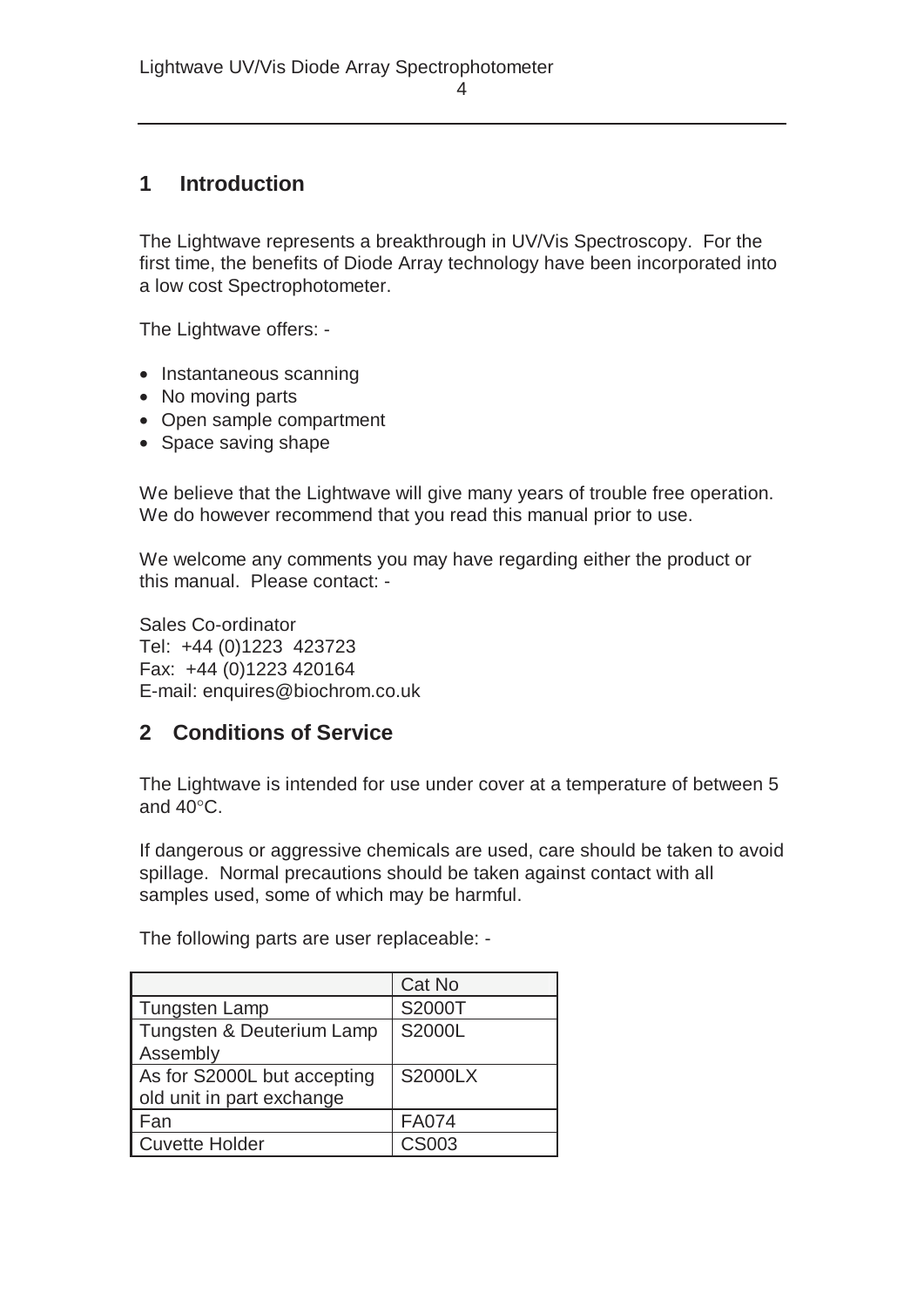# 1 Introduction

The Lightwave represents a breakthrough in UV/Vis Spectroscopy. For the first time, the benefits of Diode Array technology have been incorporated into a low cost Spectrophotometer.

The Lightwave offers: -

- Instantaneous scanning
- No moving parts
- Open sample compartment
- Space saving shape

We believe that the Lightwave will give many years of trouble free operation. We do however recommend that you read this manual prior to use.

We welcome any comments you may have regarding either the product or this manual. Please contact: -

Sales Co-ordinator
Tel: +44 (0)1223 423723
Fax: +44 (0)1223 420164
E-mail: enquires@biochrom.co.uk

# 2 Conditions of Service

The Lightwave is intended for use under cover at a temperature of between 5 and 40°C.

If dangerous or aggressive chemicals are used, care should be taken to avoid spillage. Normal precautions should be taken against contact with all samples used, some of which may be harmful.

The following parts are user replaceable: -

| | Cat No |
|---|---|
| Tungsten Lamp | S2000T |
| Tungsten & Deuterium Lamp Assembly | S2000L |
| As for S2000L but accepting old unit in part exchange | S2000LX |
| Fan | FA074 |
| Cuvette Holder | CS003 |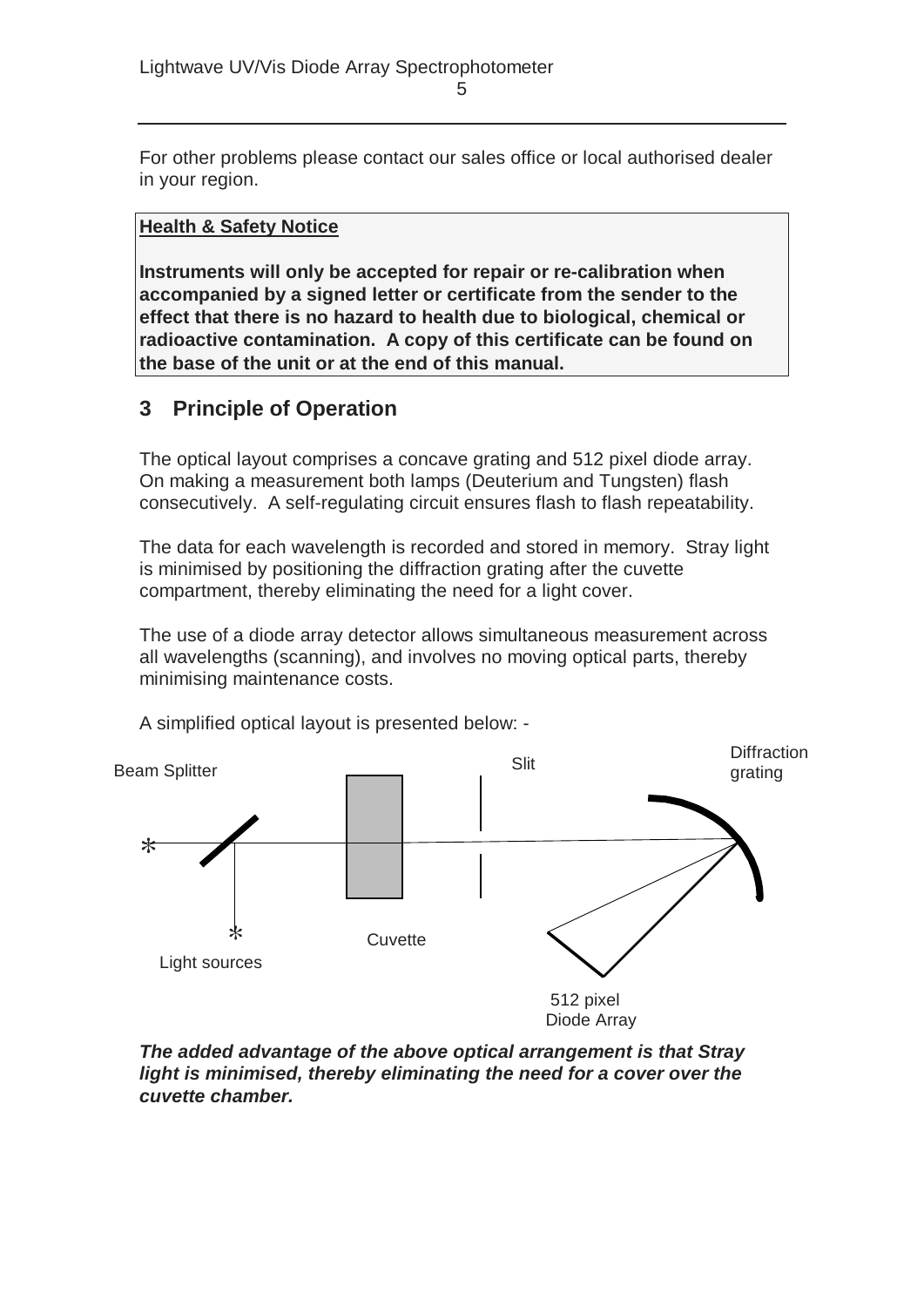For other problems please contact our sales office or local authorised dealer in your region.

**Health & Safety Notice**

**Instruments will only be accepted for repair or re-calibration when accompanied by a signed letter or certificate from the sender to the effect that there is no hazard to health due to biological, chemical or radioactive contamination. A copy of this certificate can be found on the base of the unit or at the end of this manual.**

## 3 Principle of Operation

The optical layout comprises a concave grating and 512 pixel diode array. On making a measurement both lamps (Deuterium and Tungsten) flash consecutively. A self-regulating circuit ensures flash to flash repeatability.

The data for each wavelength is recorded and stored in memory. Stray light is minimised by positioning the diffraction grating after the cuvette compartment, thereby eliminating the need for a light cover.

The use of a diode array detector allows simultaneous measurement across all wavelengths (scanning), and involves no moving optical parts, thereby minimising maintenance costs.

A simplified optical layout is presented below: -

Beam Splitter

Slit

Diffraction grating

Cuvette

Light sources

512 pixel Diode Array

***The added advantage of the above optical arrangement is that Stray light is minimised, thereby eliminating the need for a cover over the cuvette chamber.***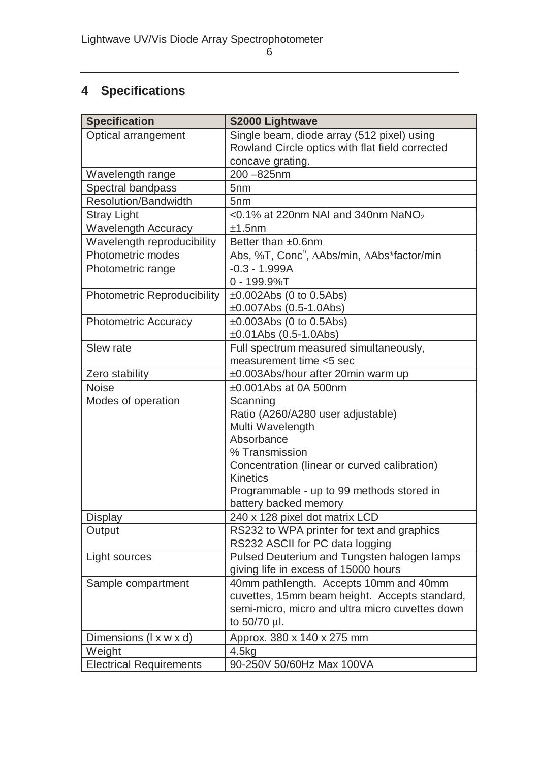## 4 Specifications

| Specification | S2000 Lightwave |
|---|---|
| Optical arrangement | Single beam, diode array (512 pixel) using Rowland Circle optics with flat field corrected concave grating. |
| Wavelength range | 200 –825nm |
| Spectral bandpass | 5nm |
| Resolution/Bandwidth | 5nm |
| Stray Light | <0.1% at 220nm NAI and 340nm $NaNO_2$ |
| Wavelength Accuracy | ±1.5nm |
| Wavelength reproducibility | Better than ±0.6nm |
| Photometric modes | Abs, %T, $Conc^n$, ∆Abs/min, ∆Abs*factor/min |
| Photometric range | -0.3 - 1.999A<br>0 - 199.9%T |
| Photometric Reproducibility | ±0.002Abs (0 to 0.5Abs)<br>±0.007Abs (0.5-1.0Abs) |
| Photometric Accuracy | ±0.003Abs (0 to 0.5Abs)<br>±0.01Abs (0.5-1.0Abs) |
| Slew rate | Full spectrum measured simultaneously, measurement time <5 sec |
| Zero stability | ±0.003Abs/hour after 20min warm up |
| Noise | ±0.001Abs at 0A 500nm |
| Modes of operation | Scanning<br>Ratio (A260/A280 user adjustable)<br>Multi Wavelength<br>Absorbance<br>% Transmission<br>Concentration (linear or curved calibration)<br>Kinetics<br>Programmable - up to 99 methods stored in battery backed memory |
| Display | 240 x 128 pixel dot matrix LCD |
| Output | RS232 to WPA printer for text and graphics<br>RS232 ASCII for PC data logging |
| Light sources | Pulsed Deuterium and Tungsten halogen lamps giving life in excess of 15000 hours |
| Sample compartment | 40mm pathlength. Accepts 10mm and 40mm cuvettes, 15mm beam height. Accepts standard, semi-micro, micro and ultra micro cuvettes down to 50/70 µl. |
| Dimensions (l x w x d) | Approx. 380 x 140 x 275 mm |
| Weight | 4.5kg |
| Electrical Requirements | 90-250V 50/60Hz Max 100VA |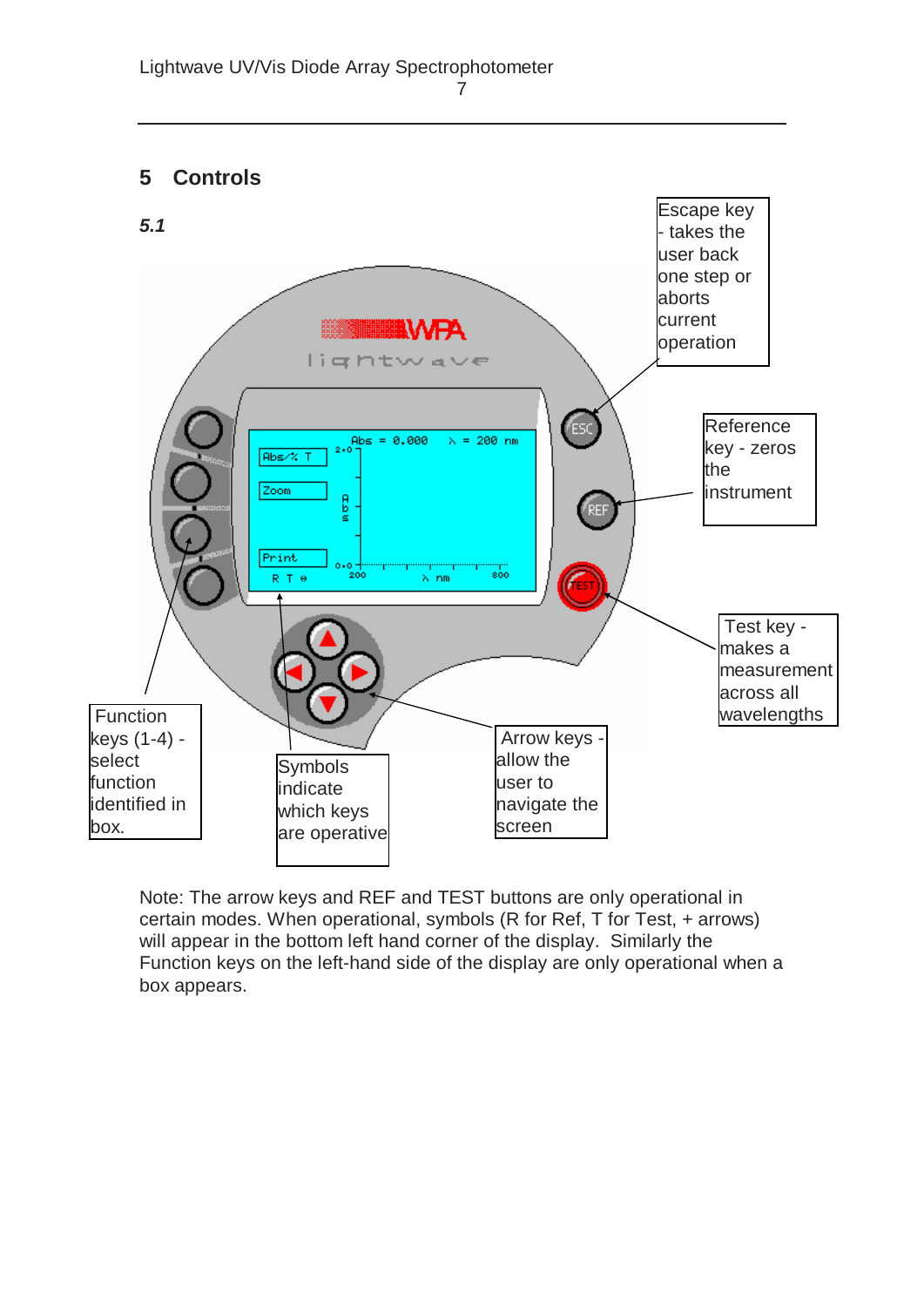# 5 Controls

*5.1*

Escape key - takes the user back one step or aborts current operation

Reference key - zeros the instrument

Test key - makes a measurement across all wavelengths

Arrow keys - allow the user to navigate the screen

Symbols indicate which keys are operative

Function keys (1-4) - select function identified in box.

Note: The arrow keys and REF and TEST buttons are only operational in certain modes. When operational, symbols (R for Ref, T for Test, + arrows) will appear in the bottom left hand corner of the display. Similarly the Function keys on the left-hand side of the display are only operational when a box appears.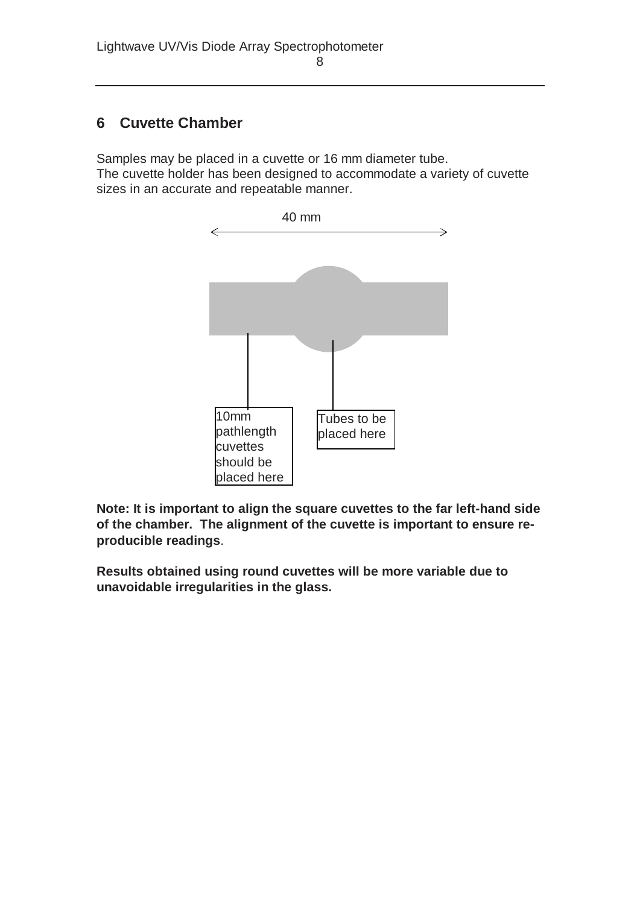## 6 Cuvette Chamber

Samples may be placed in a cuvette or 16 mm diameter tube.
The cuvette holder has been designed to accommodate a variety of cuvette sizes in an accurate and repeatable manner.

40 mm

10mm pathlength cuvettes should be placed here

Tubes to be placed here

**Note: It is important to align the square cuvettes to the far left-hand side of the chamber. The alignment of the cuvette is important to ensure re-producible readings**.

**Results obtained using round cuvettes will be more variable due to unavoidable irregularities in the glass.**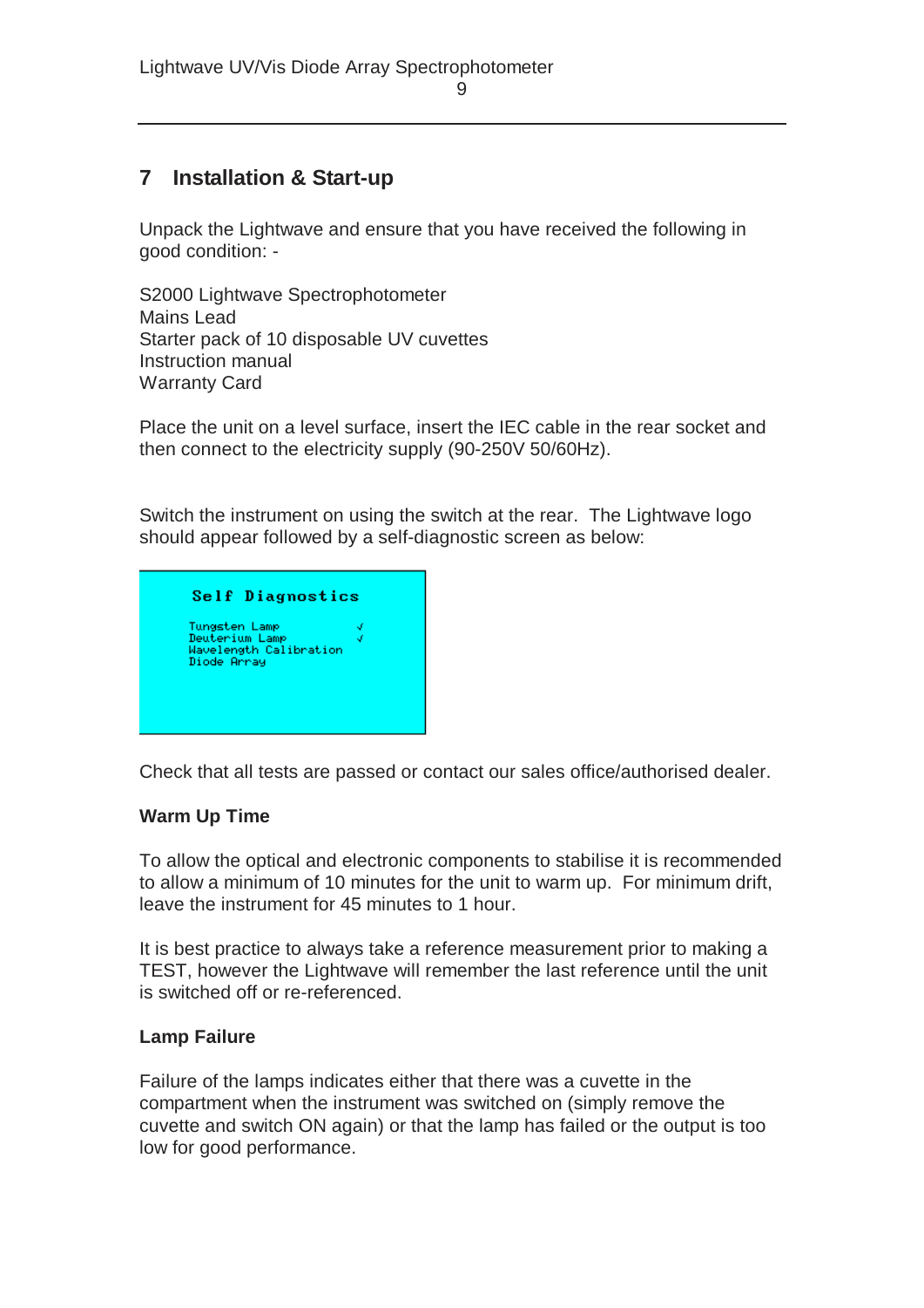## 7 Installation & Start-up

Unpack the Lightwave and ensure that you have received the following in good condition: -

S2000 Lightwave Spectrophotometer
Mains Lead
Starter pack of 10 disposable UV cuvettes
Instruction manual
Warranty Card

Place the unit on a level surface, insert the IEC cable in the rear socket and then connect to the electricity supply (90-250V 50/60Hz).

Switch the instrument on using the switch at the rear. The Lightwave logo should appear followed by a self-diagnostic screen as below:

```
Self Diagnostics

Tungsten Lamp              √
Deuterium Lamp             √
Wavelength Calibration
Diode Array
```

Check that all tests are passed or contact our sales office/authorised dealer.

**Warm Up Time**

To allow the optical and electronic components to stabilise it is recommended to allow a minimum of 10 minutes for the unit to warm up. For minimum drift, leave the instrument for 45 minutes to 1 hour.

It is best practice to always take a reference measurement prior to making a TEST, however the Lightwave will remember the last reference until the unit is switched off or re-referenced.

**Lamp Failure**

Failure of the lamps indicates either that there was a cuvette in the compartment when the instrument was switched on (simply remove the cuvette and switch ON again) or that the lamp has failed or the output is too low for good performance.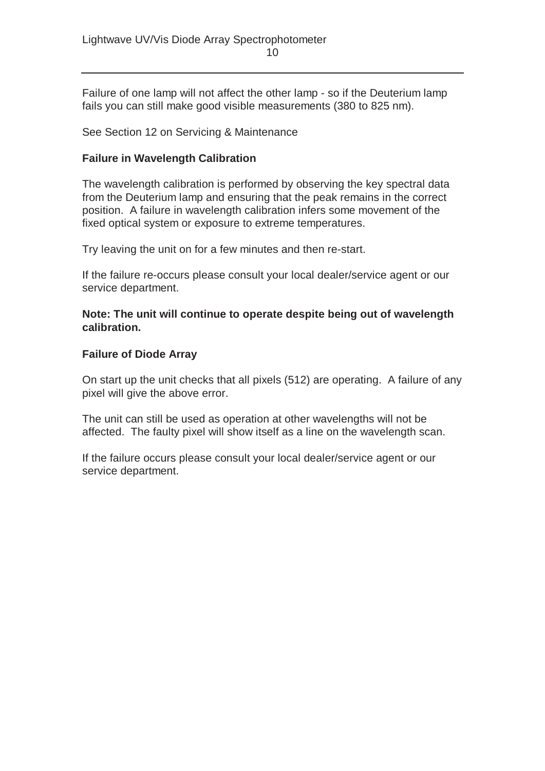Failure of one lamp will not affect the other lamp - so if the Deuterium lamp fails you can still make good visible measurements (380 to 825 nm).

See Section 12 on Servicing & Maintenance

**Failure in Wavelength Calibration**

The wavelength calibration is performed by observing the key spectral data from the Deuterium lamp and ensuring that the peak remains in the correct position. A failure in wavelength calibration infers some movement of the fixed optical system or exposure to extreme temperatures.

Try leaving the unit on for a few minutes and then re-start.

If the failure re-occurs please consult your local dealer/service agent or our service department.

**Note: The unit will continue to operate despite being out of wavelength calibration.**

**Failure of Diode Array**

On start up the unit checks that all pixels (512) are operating. A failure of any pixel will give the above error.

The unit can still be used as operation at other wavelengths will not be affected. The faulty pixel will show itself as a line on the wavelength scan.

If the failure occurs please consult your local dealer/service agent or our service department.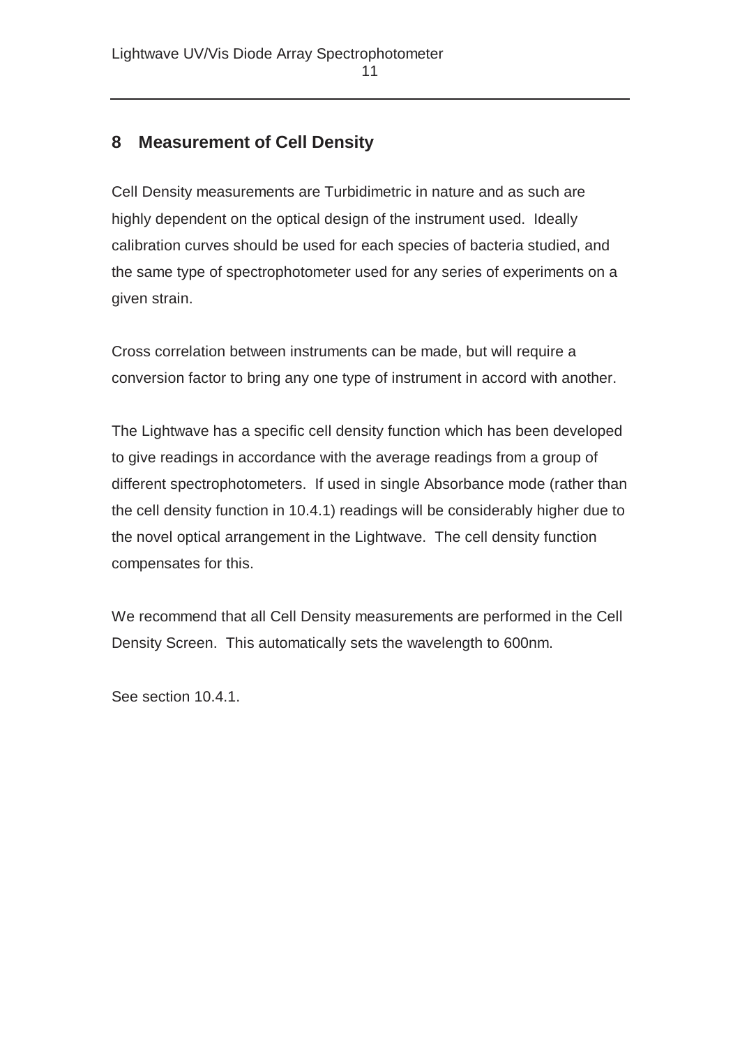## 8 Measurement of Cell Density

Cell Density measurements are Turbidimetric in nature and as such are highly dependent on the optical design of the instrument used. Ideally calibration curves should be used for each species of bacteria studied, and the same type of spectrophotometer used for any series of experiments on a given strain.

Cross correlation between instruments can be made, but will require a conversion factor to bring any one type of instrument in accord with another.

The Lightwave has a specific cell density function which has been developed to give readings in accordance with the average readings from a group of different spectrophotometers. If used in single Absorbance mode (rather than the cell density function in 10.4.1) readings will be considerably higher due to the novel optical arrangement in the Lightwave. The cell density function compensates for this.

We recommend that all Cell Density measurements are performed in the Cell Density Screen. This automatically sets the wavelength to 600nm.

See section 10.4.1.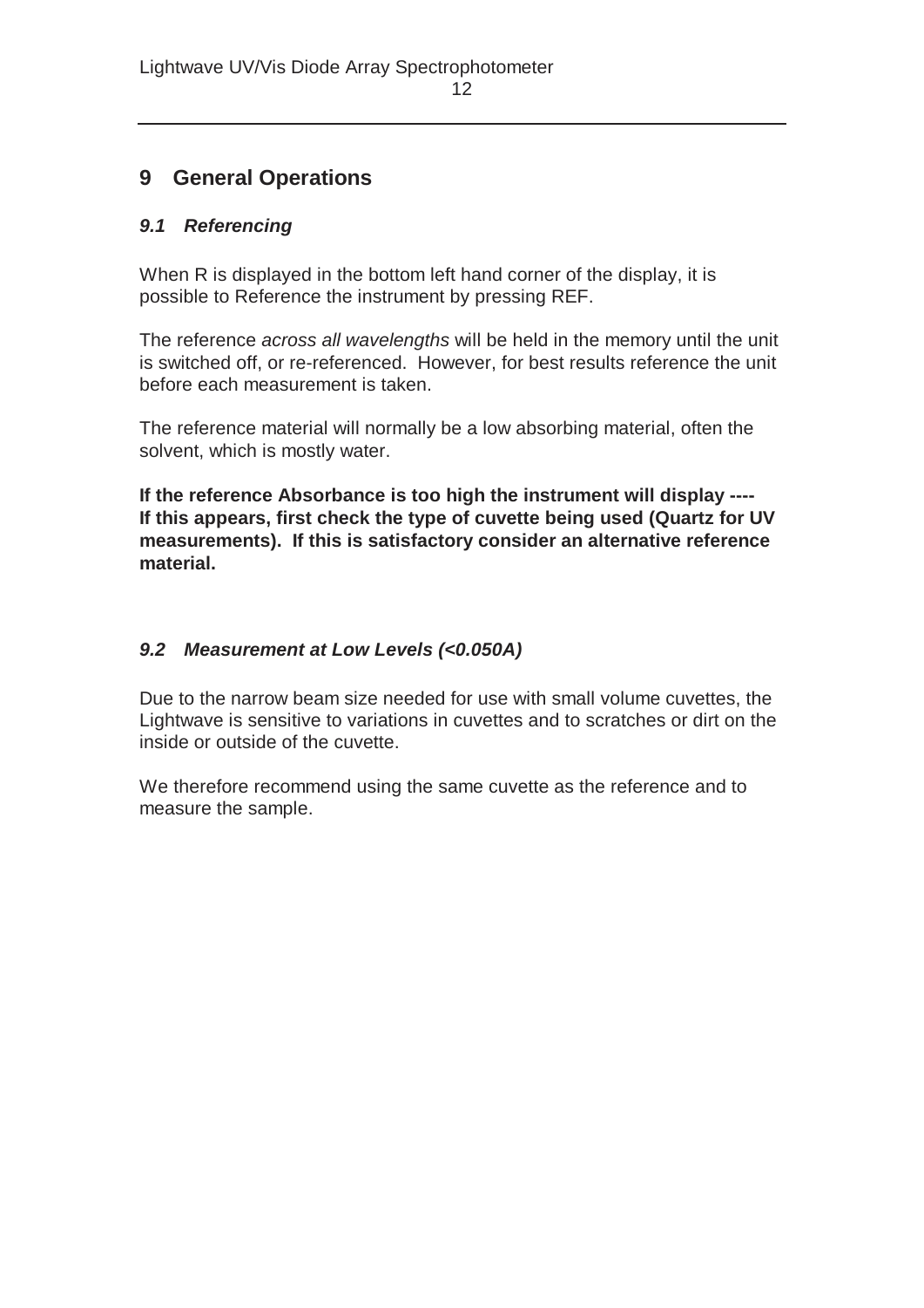# 9 General Operations

## *9.1 Referencing*

When R is displayed in the bottom left hand corner of the display, it is possible to Reference the instrument by pressing REF.

The reference *across all wavelengths* will be held in the memory until the unit is switched off, or re-referenced. However, for best results reference the unit before each measurement is taken.

The reference material will normally be a low absorbing material, often the solvent, which is mostly water.

**If the reference Absorbance is too high the instrument will display ---- If this appears, first check the type of cuvette being used (Quartz for UV measurements). If this is satisfactory consider an alternative reference material.**

## *9.2 Measurement at Low Levels (<0.050A)*

Due to the narrow beam size needed for use with small volume cuvettes, the Lightwave is sensitive to variations in cuvettes and to scratches or dirt on the inside or outside of the cuvette.

We therefore recommend using the same cuvette as the reference and to measure the sample.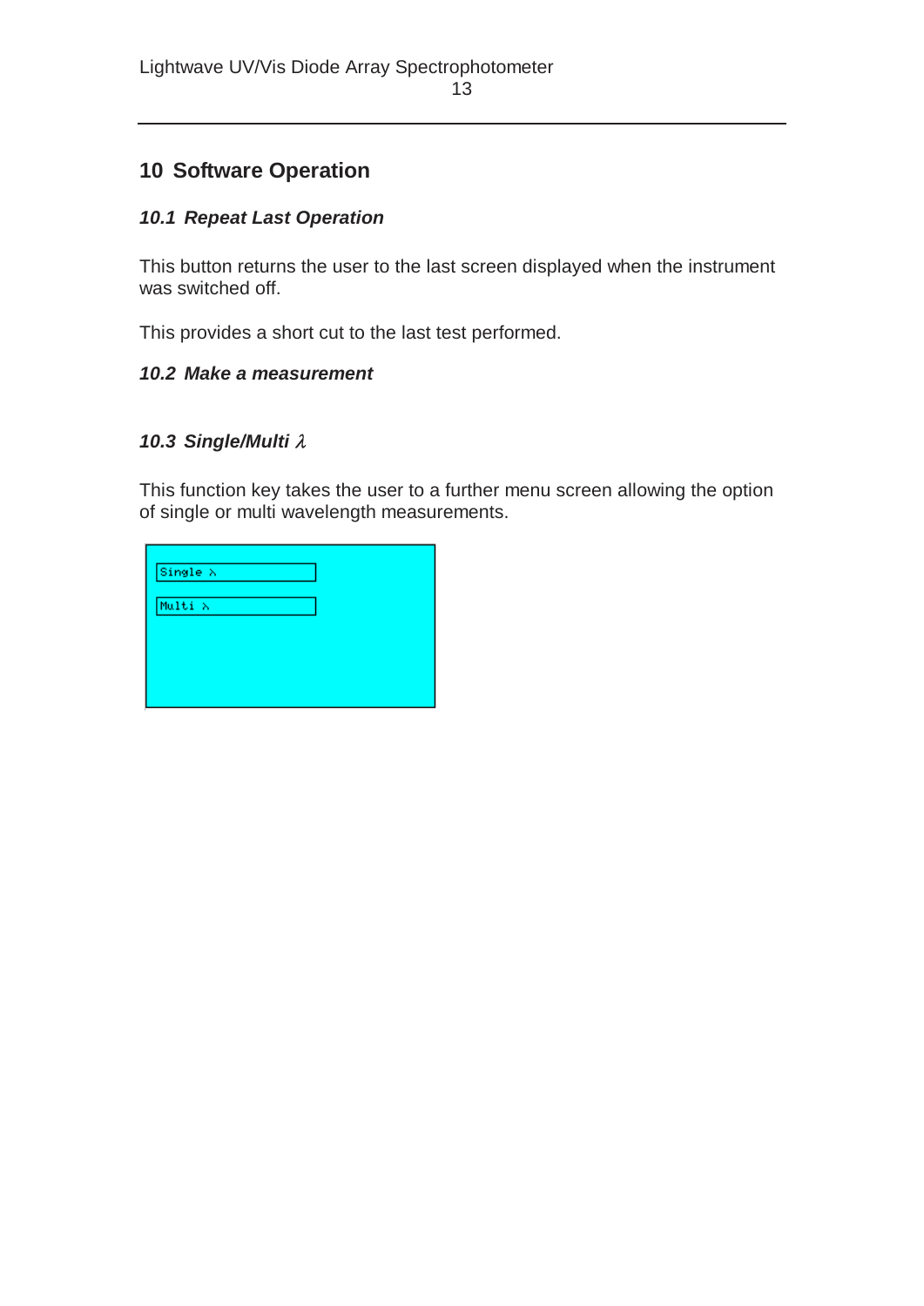# 10 Software Operation

## *10.1 Repeat Last Operation*

This button returns the user to the last screen displayed when the instrument was switched off.

This provides a short cut to the last test performed.

## *10.2 Make a measurement*

## *10.3 Single/Multi λ*

This function key takes the user to a further menu screen allowing the option of single or multi wavelength measurements.

Single λ

Multi λ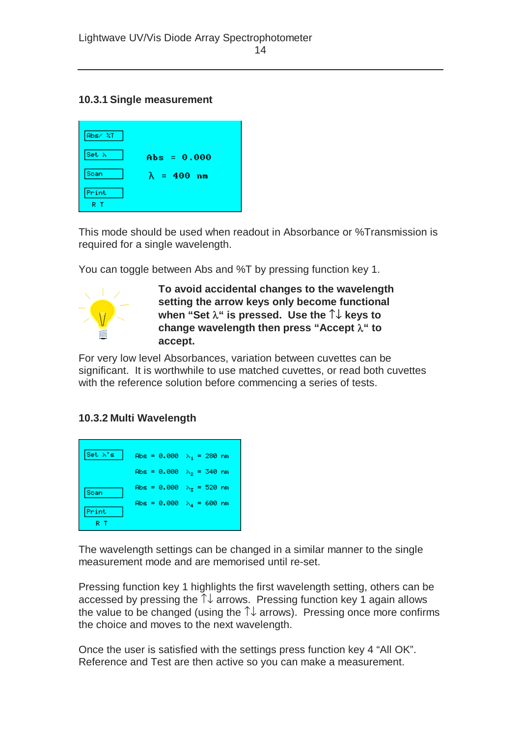### 10.3.1 Single measurement

| | |
|---|---|
| Abs/ %T | |
| Set λ | Abs = 0.000 |
| Scan | λ = 400 nm |
| Print | |
| R T | |

This mode should be used when readout in Absorbance or %Transmission is required for a single wavelength.

You can toggle between Abs and %T by pressing function key 1.

**To avoid accidental changes to the wavelength setting the arrow keys only become functional when "Set λ" is pressed. Use the ↑↓ keys to change wavelength then press "Accept λ" to accept.**

For very low level Absorbances, variation between cuvettes can be significant. It is worthwhile to use matched cuvettes, or read both cuvettes with the reference solution before commencing a series of tests.

### 10.3.2 Multi Wavelength

| | | |
|---|---|---|
| Set λ's | Abs = 0.000 | $\lambda_1$ = 280 nm |
| | Abs = 0.000 | $\lambda_2$ = 340 nm |
| Scan | Abs = 0.000 | $\lambda_3$ = 520 nm |
| Print | Abs = 0.000 | $\lambda_4$ = 600 nm |
| R T | | |

The wavelength settings can be changed in a similar manner to the single measurement mode and are memorised until re-set.

Pressing function key 1 highlights the first wavelength setting, others can be accessed by pressing the ↑↓ arrows. Pressing function key 1 again allows the value to be changed (using the ↑↓ arrows). Pressing once more confirms the choice and moves to the next wavelength.

Once the user is satisfied with the settings press function key 4 "All OK". Reference and Test are then active so you can make a measurement.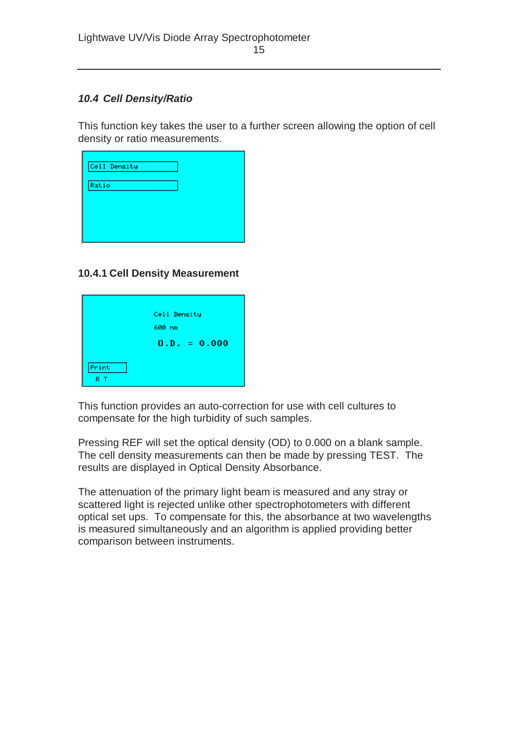### *10.4 Cell Density/Ratio*

This function key takes the user to a further screen allowing the option of cell density or ratio measurements.

```
Cell Density

Ratio
```

### 10.4.1 Cell Density Measurement

```
Cell Density
600 nm
O.D. = 0.000

Print
R T
```

This function provides an auto-correction for use with cell cultures to compensate for the high turbidity of such samples.

Pressing REF will set the optical density (OD) to 0.000 on a blank sample. The cell density measurements can then be made by pressing TEST. The results are displayed in Optical Density Absorbance.

The attenuation of the primary light beam is measured and any stray or scattered light is rejected unlike other spectrophotometers with different optical set ups. To compensate for this, the absorbance at two wavelengths is measured simultaneously and an algorithm is applied providing better comparison between instruments.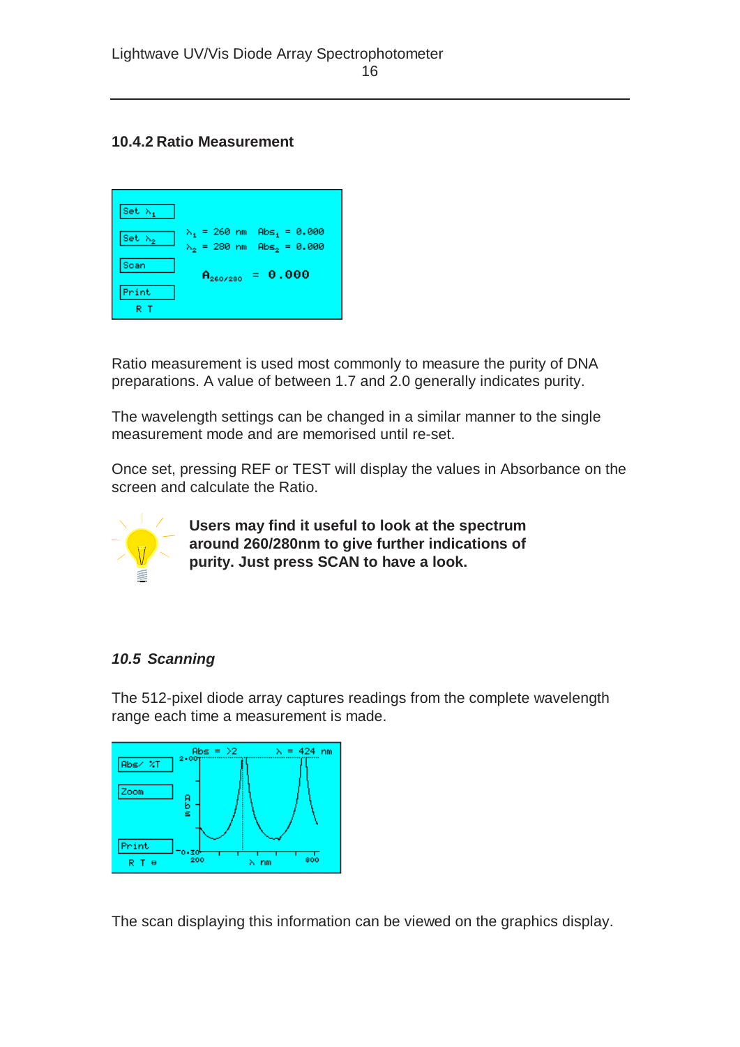### 10.4.2 Ratio Measurement

Ratio measurement is used most commonly to measure the purity of DNA preparations. A value of between 1.7 and 2.0 generally indicates purity.

The wavelength settings can be changed in a similar manner to the single measurement mode and are memorised until re-set.

Once set, pressing REF or TEST will display the values in Absorbance on the screen and calculate the Ratio.

**Users may find it useful to look at the spectrum around 260/280nm to give further indications of purity. Just press SCAN to have a look.**

## *10.5 Scanning*

The 512-pixel diode array captures readings from the complete wavelength range each time a measurement is made.

The scan displaying this information can be viewed on the graphics display.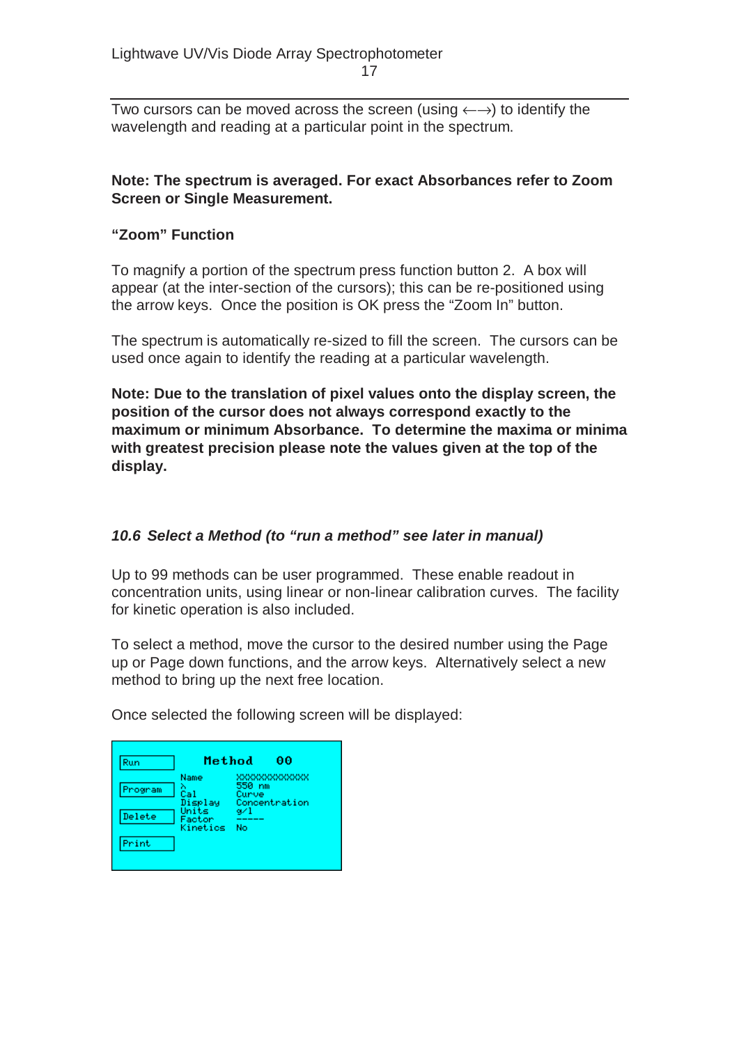Two cursors can be moved across the screen (using ←→) to identify the wavelength and reading at a particular point in the spectrum.

**Note: The spectrum is averaged. For exact Absorbances refer to Zoom Screen or Single Measurement.**

**"Zoom" Function**

To magnify a portion of the spectrum press function button 2. A box will appear (at the inter-section of the cursors); this can be re-positioned using the arrow keys. Once the position is OK press the "Zoom In" button.

The spectrum is automatically re-sized to fill the screen. The cursors can be used once again to identify the reading at a particular wavelength.

**Note: Due to the translation of pixel values onto the display screen, the position of the cursor does not always correspond exactly to the maximum or minimum Absorbance. To determine the maxima or minima with greatest precision please note the values given at the top of the display.**

### *10.6 Select a Method (to "run a method" see later in manual)*

Up to 99 methods can be user programmed. These enable readout in concentration units, using linear or non-linear calibration curves. The facility for kinetic operation is also included.

To select a method, move the cursor to the desired number using the Page up or Page down functions, and the arrow keys. Alternatively select a new method to bring up the next free location.

Once selected the following screen will be displayed:

```
Run          Method    00
             Name      XXXXXXXXXXXXX
Program      λ         550 nm
             Cal       Curve
             Display   Concentration
Delete       Units     g/l
             Factor    -----
             Kinetics  No
Print
```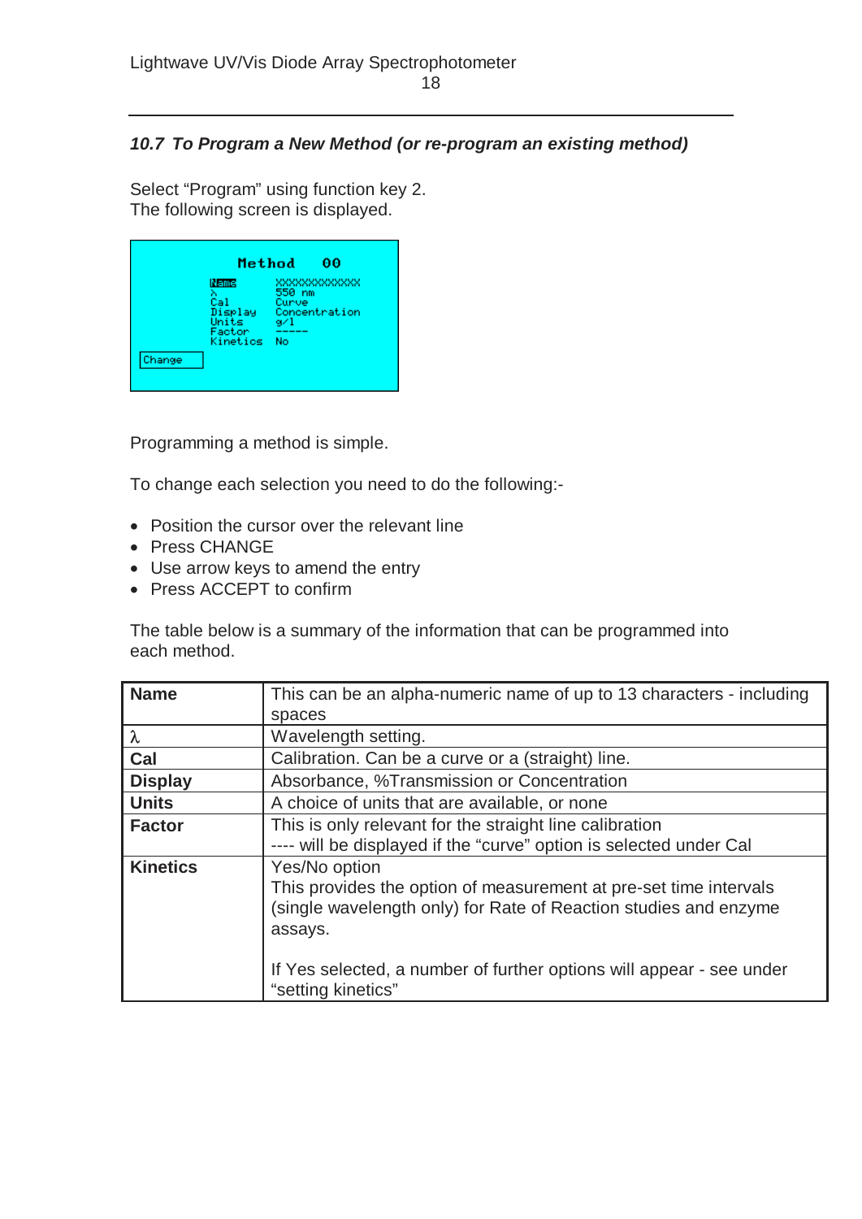### 10.7 To Program a New Method (or re-program an existing method)

Select "Program" using function key 2.
The following screen is displayed.

```
Method   00
Name      XXXXXXXXXXXXX
λ         550 nm
Cal       Curve
Display   Concentration
Units     g/l
Factor    -----
Kinetics  No
Change
```

Programming a method is simple.

To change each selection you need to do the following:-

- Position the cursor over the relevant line
- Press CHANGE
- Use arrow keys to amend the entry
- Press ACCEPT to confirm

The table below is a summary of the information that can be programmed into each method.

| | |
|---|---|
| **Name** | This can be an alpha-numeric name of up to 13 characters - including spaces |
| $\lambda$ | Wavelength setting. |
| **Cal** | Calibration. Can be a curve or a (straight) line. |
| **Display** | Absorbance, %Transmission or Concentration |
| **Units** | A choice of units that are available, or none |
| **Factor** | This is only relevant for the straight line calibration<br>---- will be displayed if the "curve" option is selected under Cal |
| **Kinetics** | Yes/No option<br>This provides the option of measurement at pre-set time intervals (single wavelength only) for Rate of Reaction studies and enzyme assays.<br><br>If Yes selected, a number of further options will appear - see under "setting kinetics" |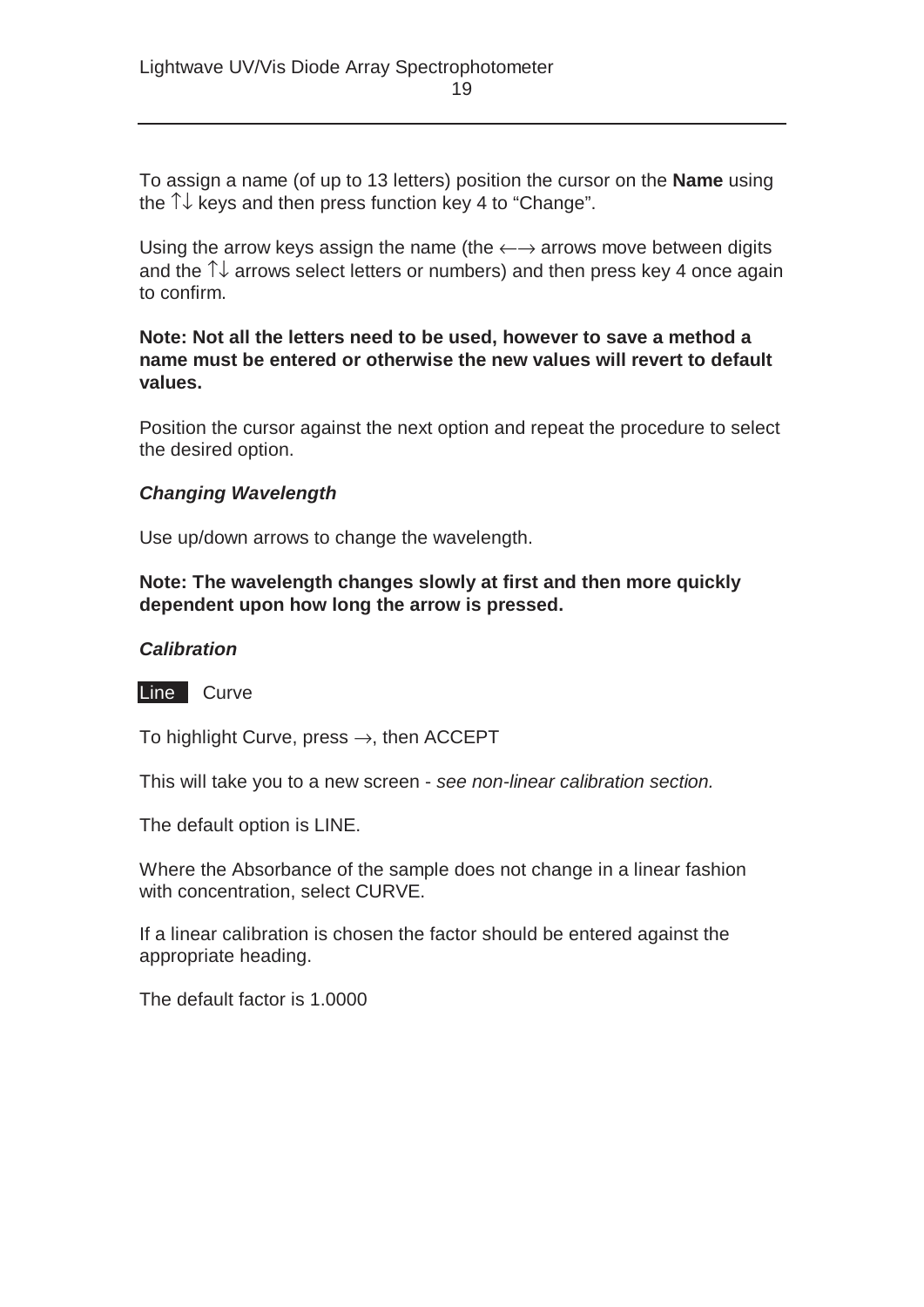To assign a name (of up to 13 letters) position the cursor on the **Name** using the ↑↓ keys and then press function key 4 to "Change".

Using the arrow keys assign the name (the ←→ arrows move between digits and the ↑↓ arrows select letters or numbers) and then press key 4 once again to confirm.

**Note: Not all the letters need to be used, however to save a method a name must be entered or otherwise the new values will revert to default values.**

Position the cursor against the next option and repeat the procedure to select the desired option.

***Changing Wavelength***

Use up/down arrows to change the wavelength.

**Note: The wavelength changes slowly at first and then more quickly dependent upon how long the arrow is pressed.**

***Calibration***

Line   Curve

To highlight Curve, press →, then ACCEPT

This will take you to a new screen - *see non-linear calibration section.*

The default option is LINE.

Where the Absorbance of the sample does not change in a linear fashion with concentration, select CURVE.

If a linear calibration is chosen the factor should be entered against the appropriate heading.

The default factor is 1.0000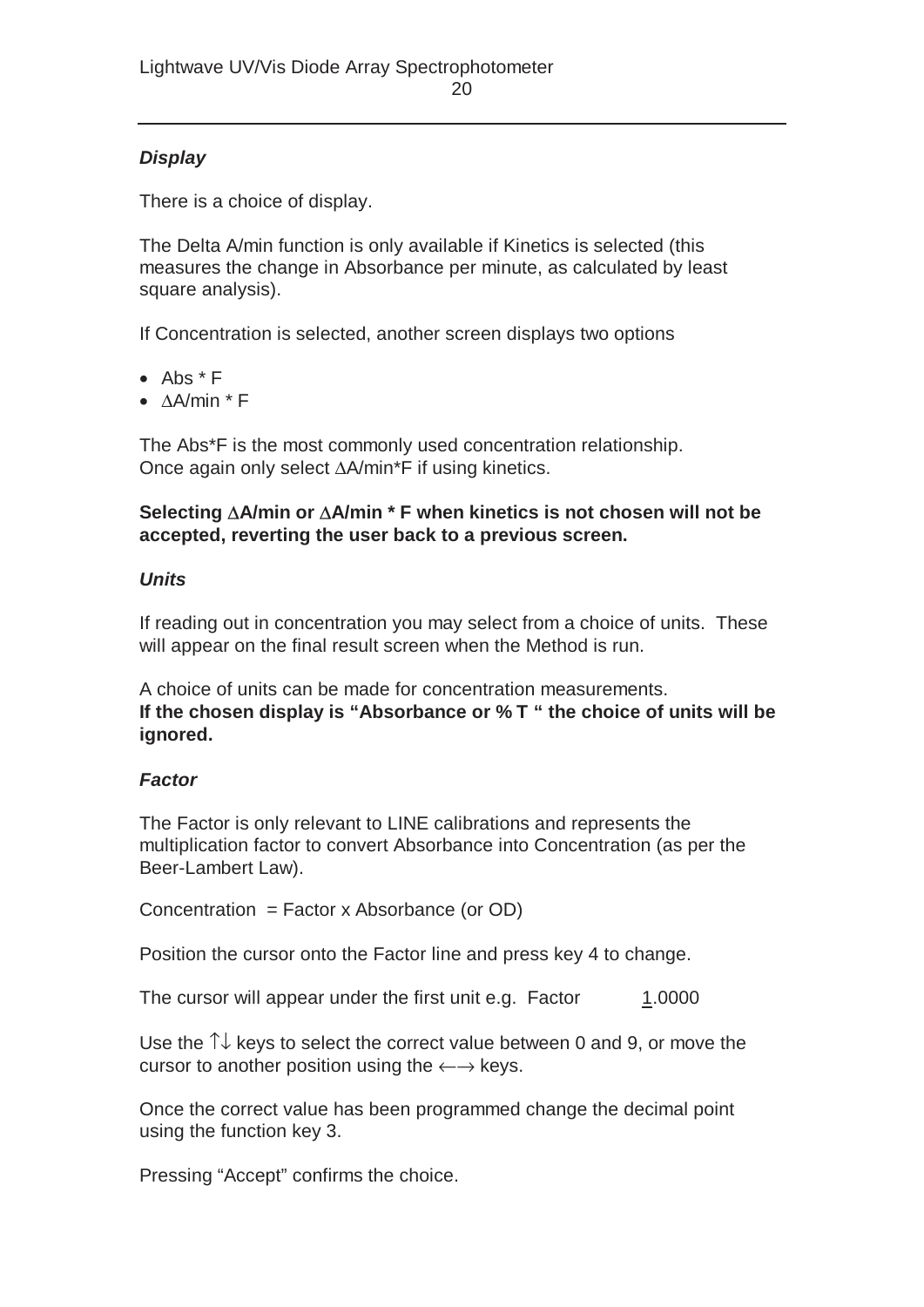### *Display*

There is a choice of display.

The Delta A/min function is only available if Kinetics is selected (this measures the change in Absorbance per minute, as calculated by least square analysis).

If Concentration is selected, another screen displays two options

- Abs * F
- ∆A/min * F

The Abs*F is the most commonly used concentration relationship.
Once again only select ∆A/min*F if using kinetics.

**Selecting ∆A/min or ∆A/min * F when kinetics is not chosen will not be accepted, reverting the user back to a previous screen.**

### *Units*

If reading out in concentration you may select from a choice of units. These will appear on the final result screen when the Method is run.

A choice of units can be made for concentration measurements.
**If the chosen display is "Absorbance or % T " the choice of units will be ignored.**

### *Factor*

The Factor is only relevant to LINE calibrations and represents the multiplication factor to convert Absorbance into Concentration (as per the Beer-Lambert Law).

Concentration = Factor x Absorbance (or OD)

Position the cursor onto the Factor line and press key 4 to change.

The cursor will appear under the first unit e.g. Factor 1.0000

Use the ↑↓ keys to select the correct value between 0 and 9, or move the cursor to another position using the ←→ keys.

Once the correct value has been programmed change the decimal point using the function key 3.

Pressing "Accept" confirms the choice.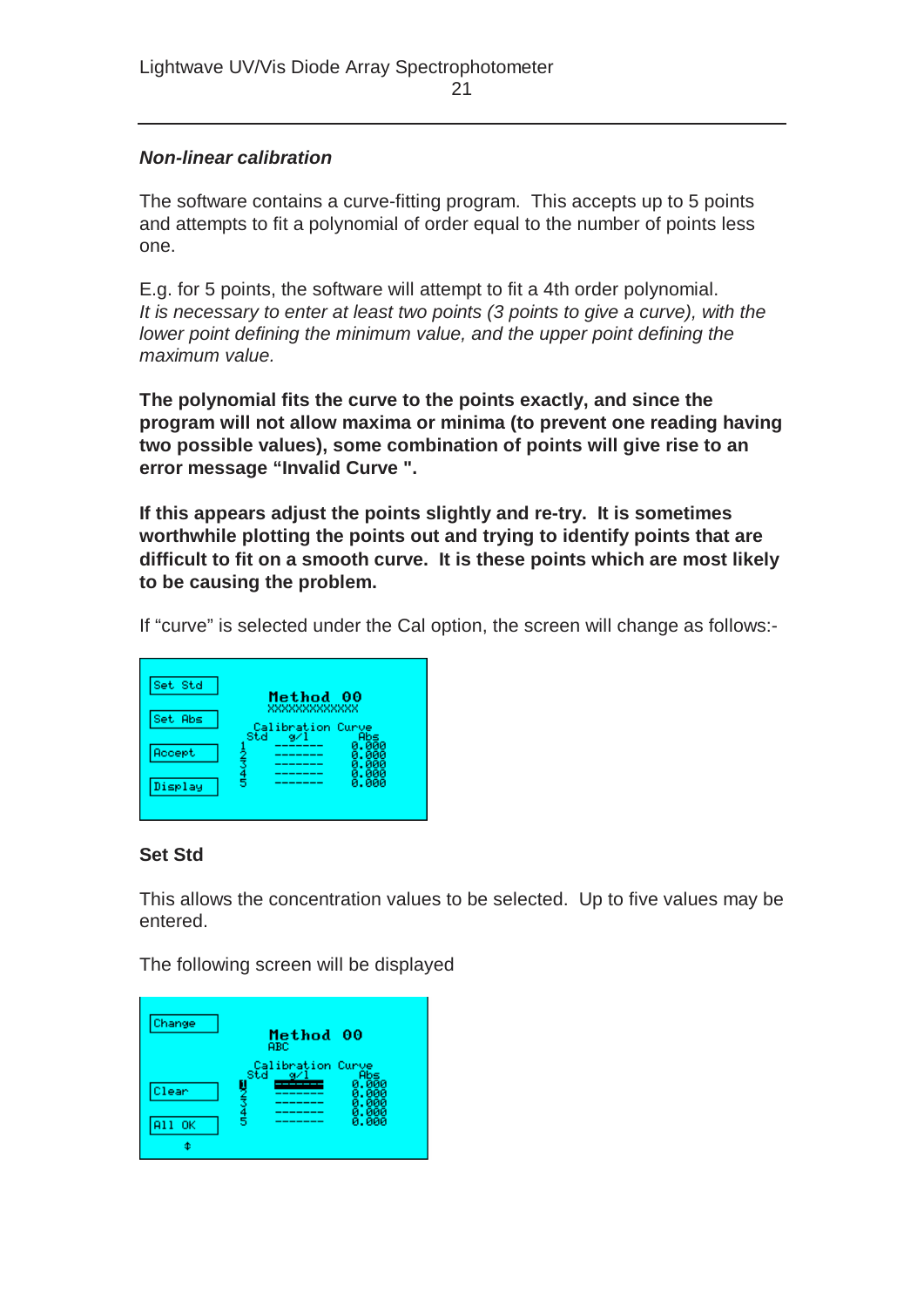### *Non-linear calibration*

The software contains a curve-fitting program. This accepts up to 5 points and attempts to fit a polynomial of order equal to the number of points less one.

E.g. for 5 points, the software will attempt to fit a 4th order polynomial. *It is necessary to enter at least two points (3 points to give a curve), with the lower point defining the minimum value, and the upper point defining the maximum value.*

**The polynomial fits the curve to the points exactly, and since the program will not allow maxima or minima (to prevent one reading having two possible values), some combination of points will give rise to an error message "Invalid Curve ".**

**If this appears adjust the points slightly and re-try. It is sometimes worthwhile plotting the points out and trying to identify points that are difficult to fit on a smooth curve. It is these points which are most likely to be causing the problem.**

If "curve" is selected under the Cal option, the screen will change as follows:-

**Set Std**

This allows the concentration values to be selected. Up to five values may be entered.

The following screen will be displayed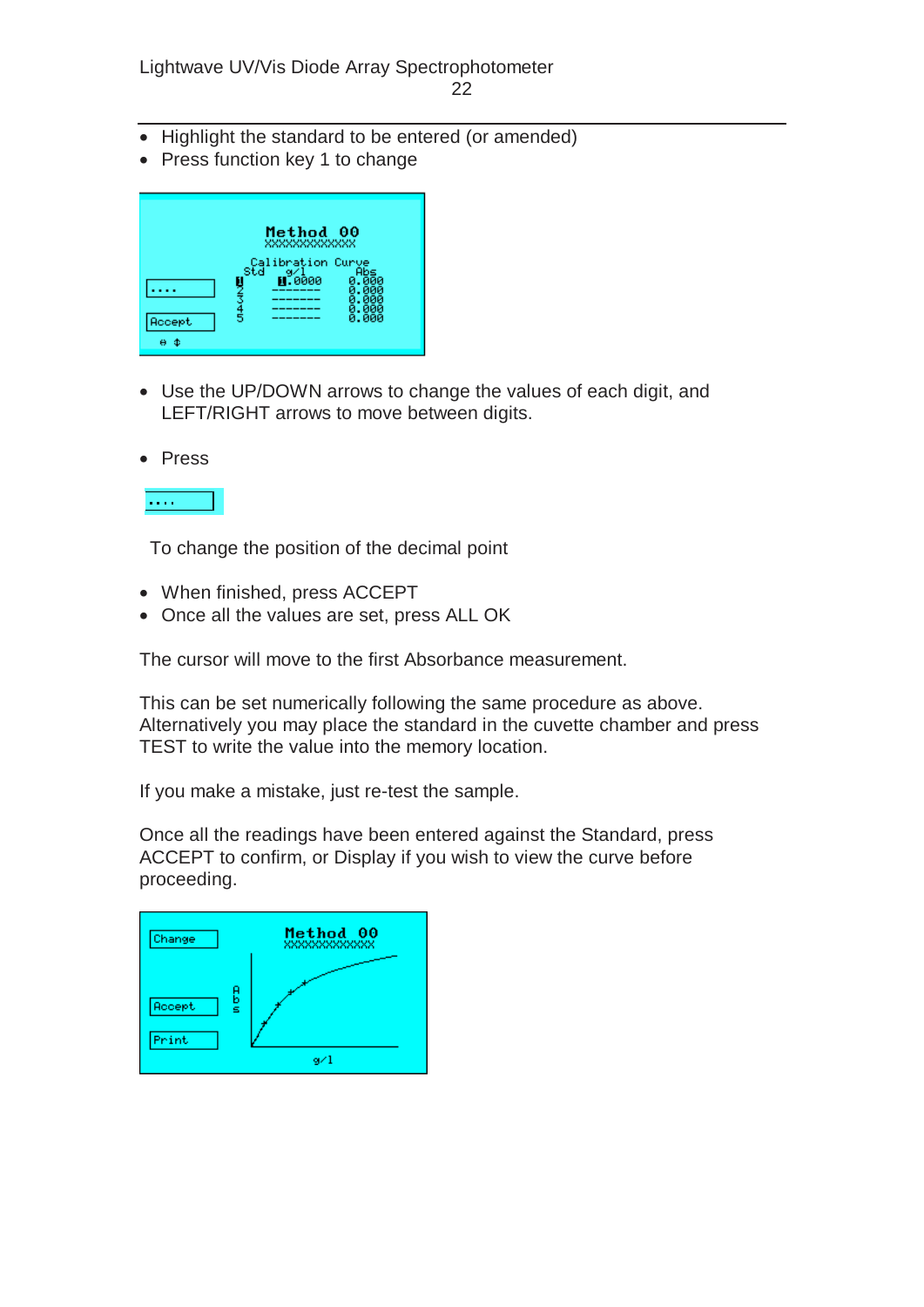- Highlight the standard to be entered (or amended)
- Press function key 1 to change

- Use the UP/DOWN arrows to change the values of each digit, and LEFT/RIGHT arrows to move between digits.

- Press

To change the position of the decimal point

- When finished, press ACCEPT
- Once all the values are set, press ALL OK

The cursor will move to the first Absorbance measurement.

This can be set numerically following the same procedure as above. Alternatively you may place the standard in the cuvette chamber and press TEST to write the value into the memory location.

If you make a mistake, just re-test the sample.

Once all the readings have been entered against the Standard, press ACCEPT to confirm, or Display if you wish to view the curve before proceeding.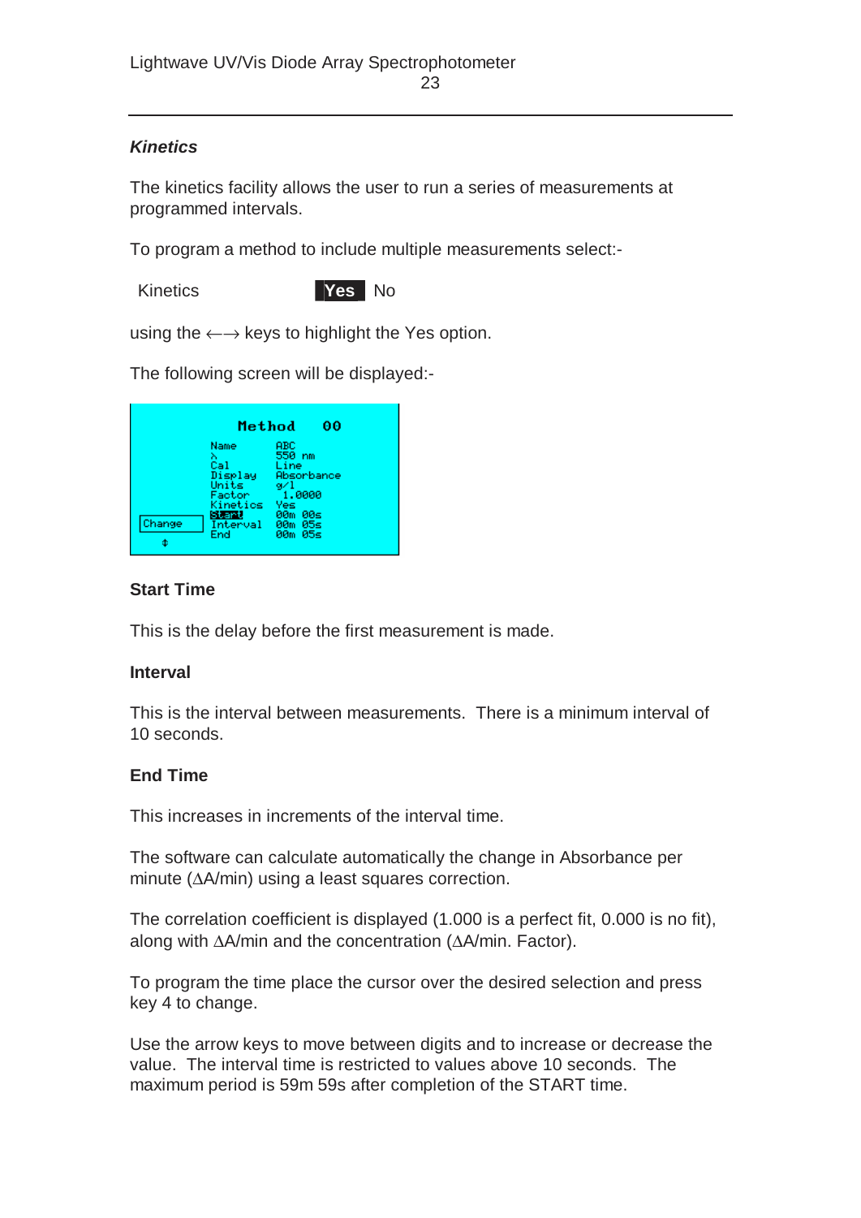### *Kinetics*

The kinetics facility allows the user to run a series of measurements at programmed intervals.

To program a method to include multiple measurements select:-

Kinetics **Yes** No

using the ←→ keys to highlight the Yes option.

The following screen will be displayed:-

```
            Method    00
         Name       ABC
         λ          550 nm
         Cal        Line
         Display    Absorbance
         Units      g/l
         Factor      1.0000
         Kinetics   Yes
         Start      00m 00s
Change   Interval   00m 05s
         End        00m 05s
  ⇕
```

**Start Time**

This is the delay before the first measurement is made.

**Interval**

This is the interval between measurements. There is a minimum interval of 10 seconds.

**End Time**

This increases in increments of the interval time.

The software can calculate automatically the change in Absorbance per minute ($\Delta$A/min) using a least squares correction.

The correlation coefficient is displayed (1.000 is a perfect fit, 0.000 is no fit), along with $\Delta$A/min and the concentration ($\Delta$A/min. Factor).

To program the time place the cursor over the desired selection and press key 4 to change.

Use the arrow keys to move between digits and to increase or decrease the value. The interval time is restricted to values above 10 seconds. The maximum period is 59m 59s after completion of the START time.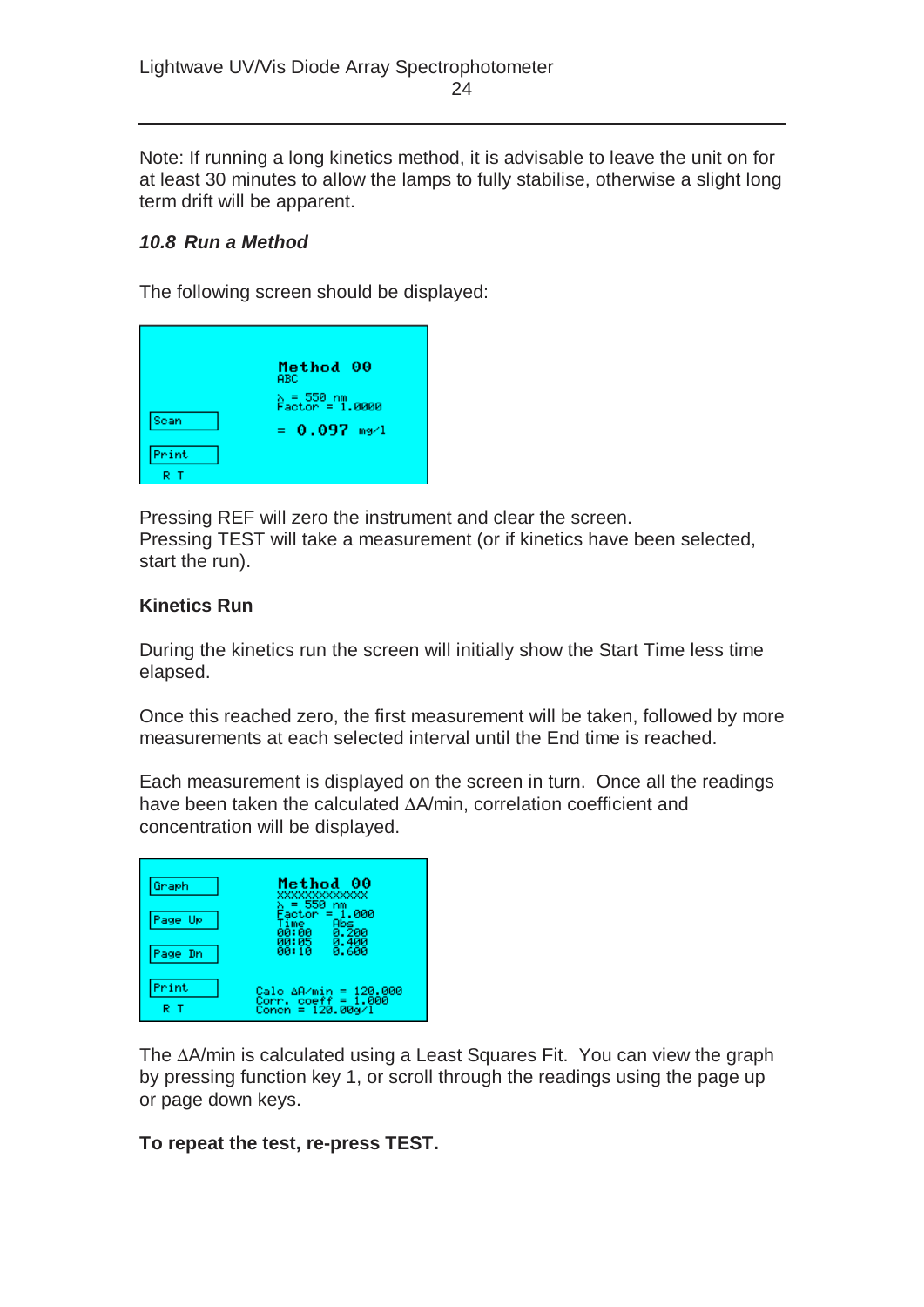Note: If running a long kinetics method, it is advisable to leave the unit on for at least 30 minutes to allow the lamps to fully stabilise, otherwise a slight long term drift will be apparent.

### *10.8 Run a Method*

The following screen should be displayed:

```
                         Method 00
                         ABC
                         λ = 550 nm
[Scan]                   Factor = 1.0000
                         = 0.097 mg/l
[Print]
 R T
```

Pressing REF will zero the instrument and clear the screen.
Pressing TEST will take a measurement (or if kinetics have been selected, start the run).

**Kinetics Run**

During the kinetics run the screen will initially show the Start Time less time elapsed.

Once this reached zero, the first measurement will be taken, followed by more measurements at each selected interval until the End time is reached.

Each measurement is displayed on the screen in turn. Once all the readings have been taken the calculated ΔA/min, correlation coefficient and concentration will be displayed.

```
[Graph]                  Method 00
                         XXXXXXXXXXXXX
[Page Up]                λ = 550 nm
                         Factor = 1.000
                         Time     Abs
[Page Dn]                00:00    0.200
                         00:05    0.400
                         00:10    0.600
[Print]
 R T                  Calc ΔA/min = 120.000
                      Corr. coeff = 1.000
                      Concn = 120.00g/l
```

The ΔA/min is calculated using a Least Squares Fit. You can view the graph by pressing function key 1, or scroll through the readings using the page up or page down keys.

**To repeat the test, re-press TEST.**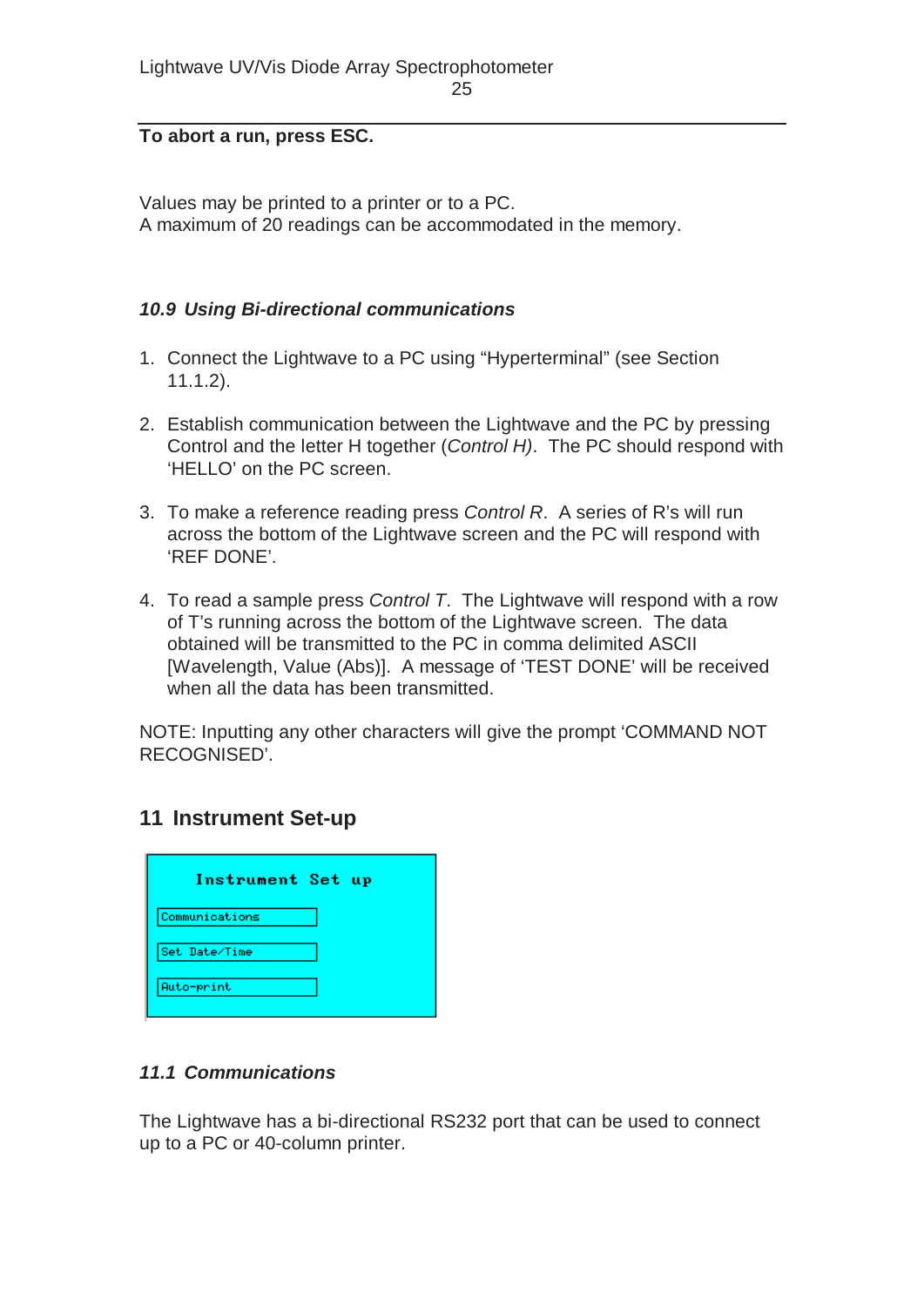**To abort a run, press ESC.**

Values may be printed to a printer or to a PC.
A maximum of 20 readings can be accommodated in the memory.

### *10.9 Using Bi-directional communications*

1. Connect the Lightwave to a PC using "Hyperterminal" (see Section 11.1.2).

2. Establish communication between the Lightwave and the PC by pressing Control and the letter H together (*Control H)*. The PC should respond with 'HELLO' on the PC screen.

3. To make a reference reading press *Control R*. A series of R's will run across the bottom of the Lightwave screen and the PC will respond with 'REF DONE'.

4. To read a sample press *Control T*. The Lightwave will respond with a row of T's running across the bottom of the Lightwave screen. The data obtained will be transmitted to the PC in comma delimited ASCII [Wavelength, Value (Abs)]. A message of 'TEST DONE' will be received when all the data has been transmitted.

NOTE: Inputting any other characters will give the prompt 'COMMAND NOT RECOGNISED'.

## 11 Instrument Set-up

**Instrument Set up**

Communications

Set Date/Time

Auto-print

### *11.1 Communications*

The Lightwave has a bi-directional RS232 port that can be used to connect up to a PC or 40-column printer.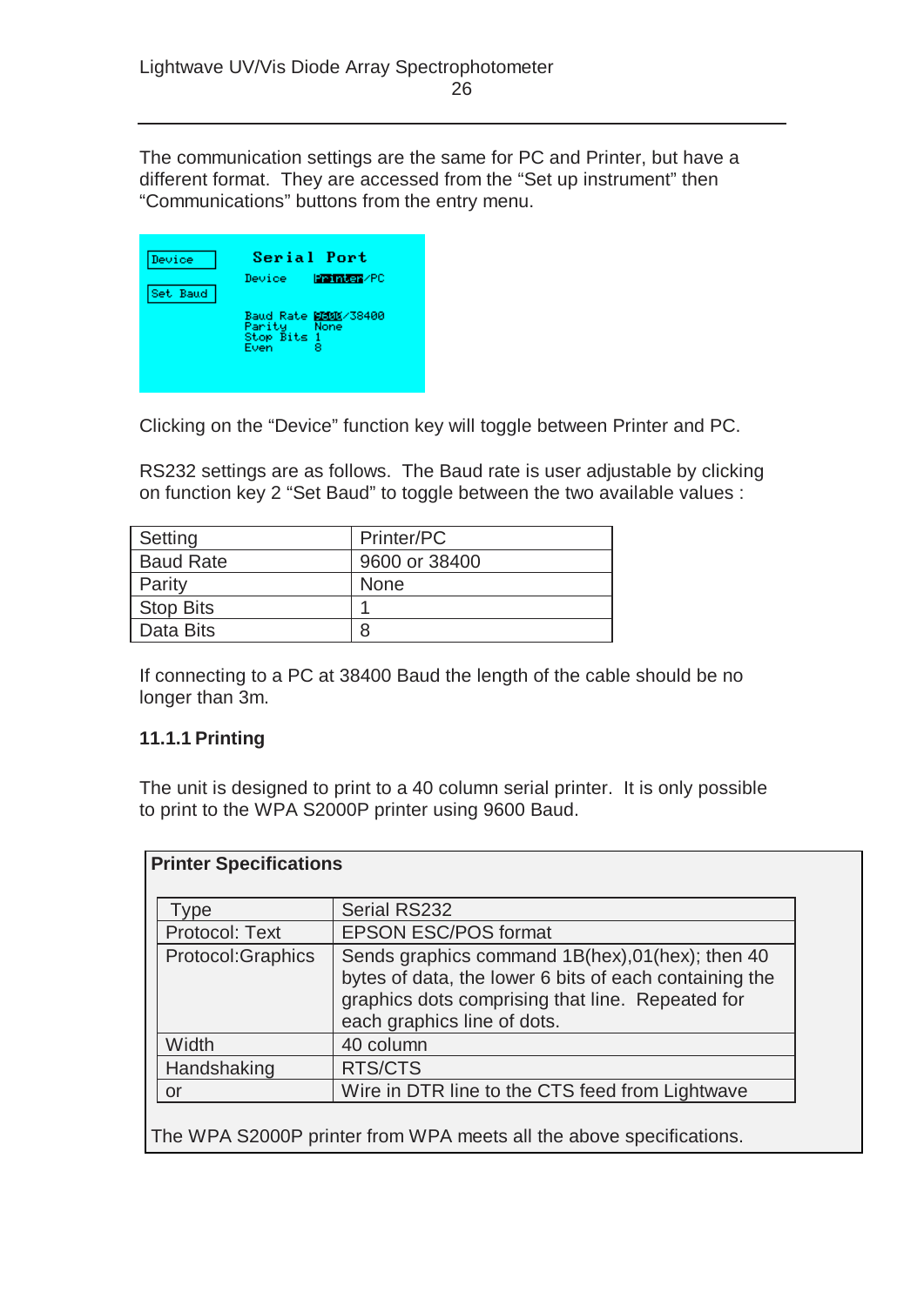The communication settings are the same for PC and Printer, but have a different format. They are accessed from the "Set up instrument" then "Communications" buttons from the entry menu.

```
Device        Serial Port
              Device     Printer/PC
Set Baud
              Baud Rate  9600/38400
              Parity     None
              Stop Bits  1
              Even       8
```

Clicking on the "Device" function key will toggle between Printer and PC.

RS232 settings are as follows. The Baud rate is user adjustable by clicking on function key 2 "Set Baud" to toggle between the two available values :

| Setting | Printer/PC |
|---|---|
| Baud Rate | 9600 or 38400 |
| Parity | None |
| Stop Bits | 1 |
| Data Bits | 8 |

If connecting to a PC at 38400 Baud the length of the cable should be no longer than 3m.

### 11.1.1 Printing

The unit is designed to print to a 40 column serial printer. It is only possible to print to the WPA S2000P printer using 9600 Baud.

**Printer Specifications**

| Type | Serial RS232 |
|---|---|
| Protocol: Text | EPSON ESC/POS format |
| Protocol:Graphics | Sends graphics command 1B(hex),01(hex); then 40 bytes of data, the lower 6 bits of each containing the graphics dots comprising that line. Repeated for each graphics line of dots. |
| Width | 40 column |
| Handshaking | RTS/CTS |
| or | Wire in DTR line to the CTS feed from Lightwave |

The WPA S2000P printer from WPA meets all the above specifications.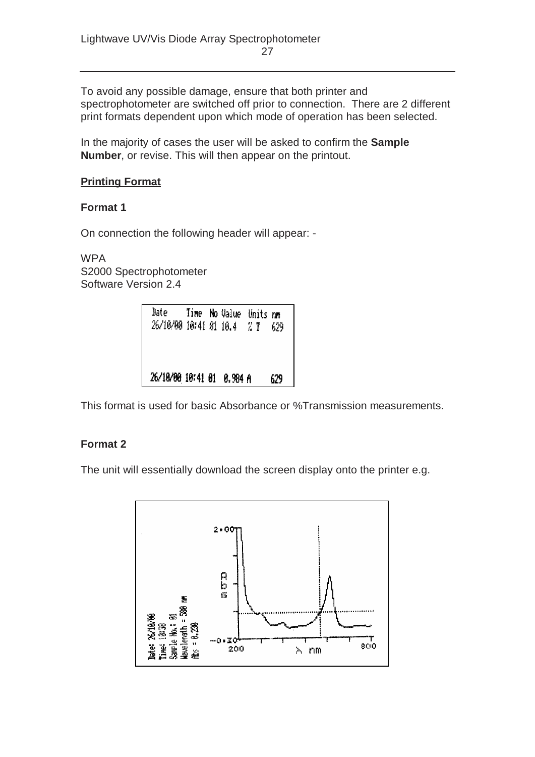To avoid any possible damage, ensure that both printer and spectrophotometer are switched off prior to connection. There are 2 different print formats dependent upon which mode of operation has been selected.

In the majority of cases the user will be asked to confirm the **Sample Number**, or revise. This will then appear on the printout.

**Printing Format**

**Format 1**

On connection the following header will appear: -

WPA
S2000 Spectrophotometer
Software Version 2.4

```
Date     Time  No Value  Units nm
26/10/00 10:41 01 10.4   % T   629



26/10/00 10:41 01  0.984 A     629
```

This format is used for basic Absorbance or %Transmission measurements.

**Format 2**

The unit will essentially download the screen display onto the printer e.g.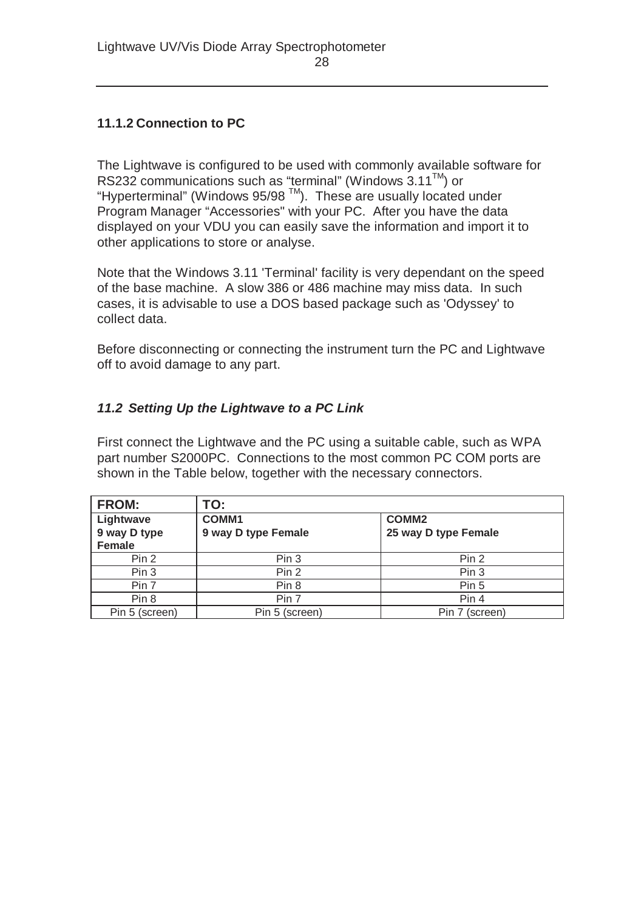### 11.1.2 Connection to PC

The Lightwave is configured to be used with commonly available software for RS232 communications such as “terminal” (Windows 3.11™) or “Hyperterminal” (Windows 95/98 ™). These are usually located under Program Manager “Accessories" with your PC. After you have the data displayed on your VDU you can easily save the information and import it to other applications to store or analyse.

Note that the Windows 3.11 'Terminal' facility is very dependant on the speed of the base machine. A slow 386 or 486 machine may miss data. In such cases, it is advisable to use a DOS based package such as 'Odyssey' to collect data.

Before disconnecting or connecting the instrument turn the PC and Lightwave off to avoid damage to any part.

## *11.2 Setting Up the Lightwave to a PC Link*

First connect the Lightwave and the PC using a suitable cable, such as WPA part number S2000PC. Connections to the most common PC COM ports are shown in the Table below, together with the necessary connectors.

| FROM: | TO: | |
|---|---|---|
| **Lightwave 9 way D type Female** | **COMM1 9 way D type Female** | **COMM2 25 way D type Female** |
| Pin 2 | Pin 3 | Pin 2 |
| Pin 3 | Pin 2 | Pin 3 |
| Pin 7 | Pin 8 | Pin 5 |
| Pin 8 | Pin 7 | Pin 4 |
| Pin 5 (screen) | Pin 5 (screen) | Pin 7 (screen) |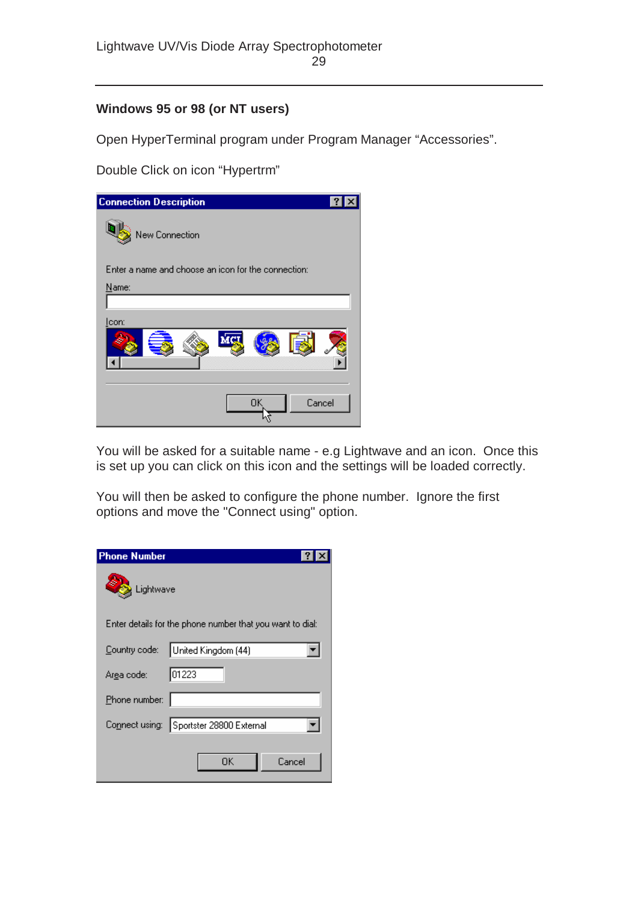**Windows 95 or 98 (or NT users)**

Open HyperTerminal program under Program Manager “Accessories”.

Double Click on icon “Hypertrm”

You will be asked for a suitable name - e.g Lightwave and an icon. Once this is set up you can click on this icon and the settings will be loaded correctly.

You will then be asked to configure the phone number. Ignore the first options and move the "Connect using" option.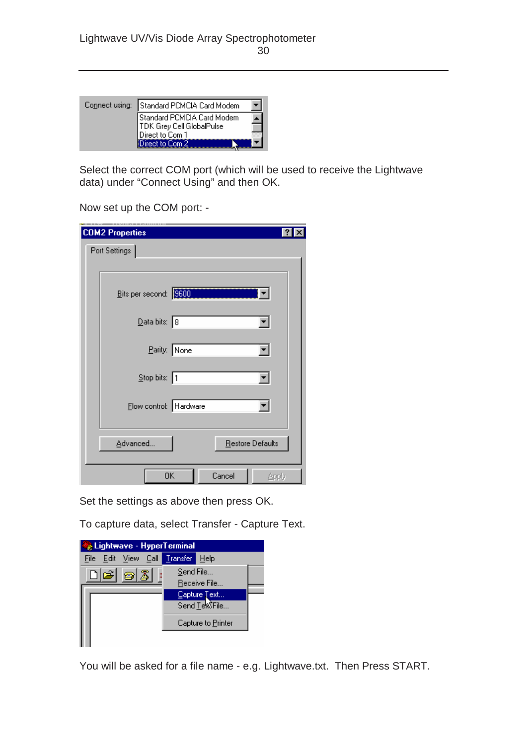Select the correct COM port (which will be used to receive the Lightwave data) under “Connect Using” and then OK.

Now set up the COM port: -

Set the settings as above then press OK.

To capture data, select Transfer - Capture Text.

You will be asked for a file name - e.g. Lightwave.txt. Then Press START.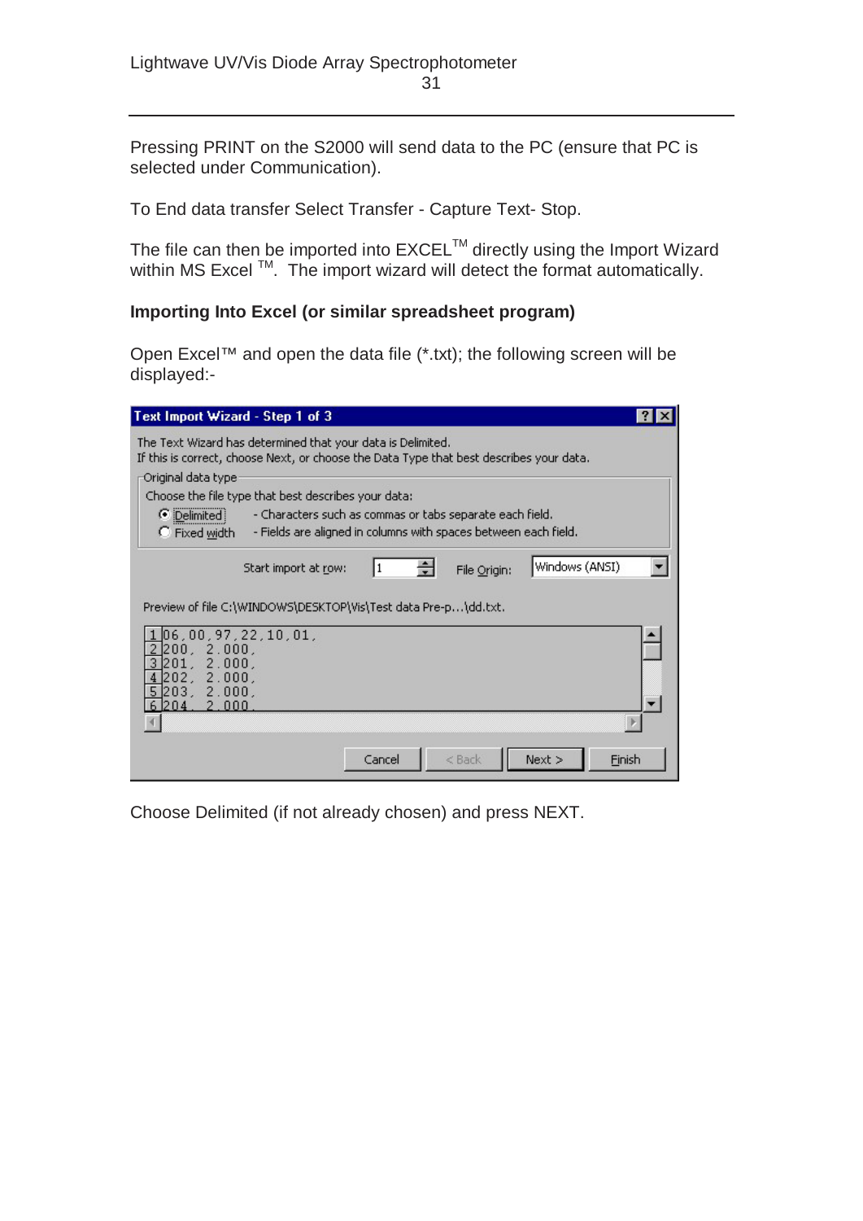Pressing PRINT on the S2000 will send data to the PC (ensure that PC is selected under Communication).

To End data transfer Select Transfer - Capture Text- Stop.

The file can then be imported into EXCEL™ directly using the Import Wizard within MS Excel ™. The import wizard will detect the format automatically.

**Importing Into Excel (or similar spreadsheet program)**

Open Excel™ and open the data file (*.txt); the following screen will be displayed:-

Choose Delimited (if not already chosen) and press NEXT.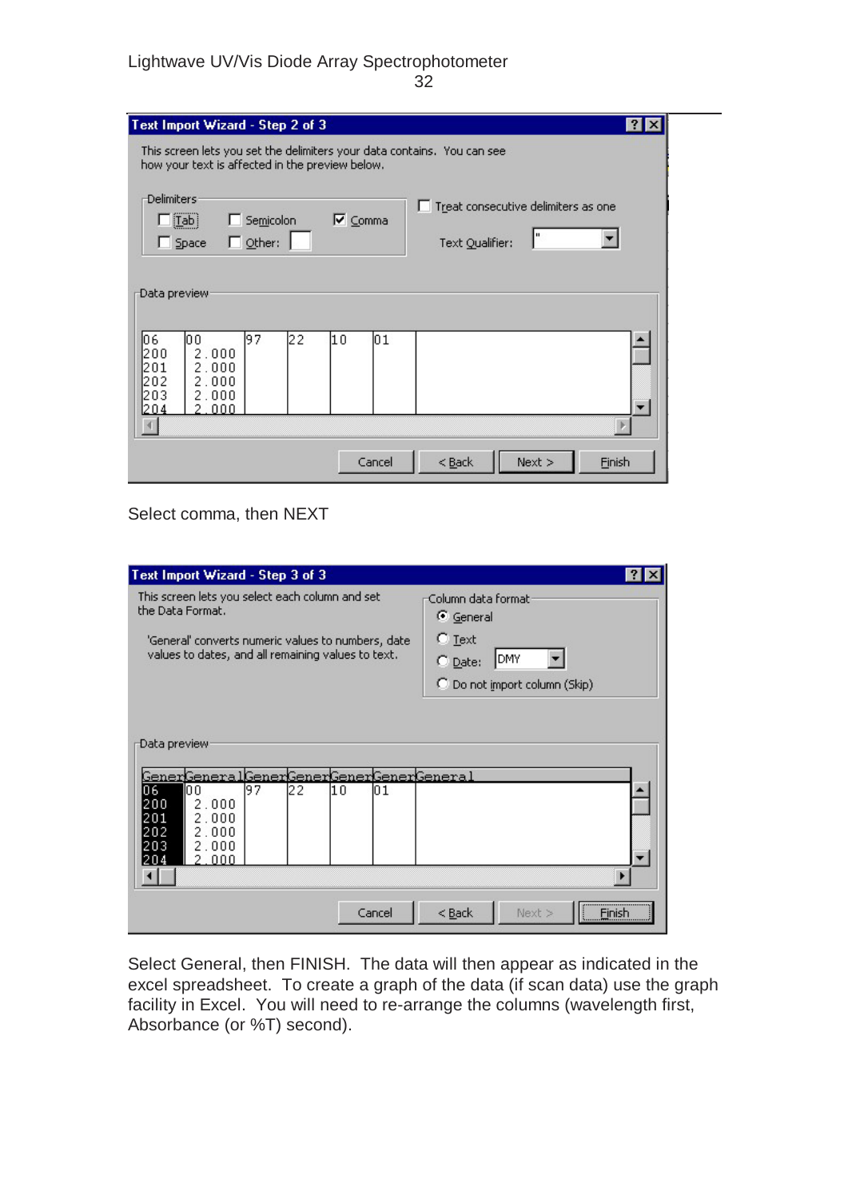Select comma, then NEXT

Select General, then FINISH. The data will then appear as indicated in the excel spreadsheet. To create a graph of the data (if scan data) use the graph facility in Excel. You will need to re-arrange the columns (wavelength first, Absorbance (or %T) second).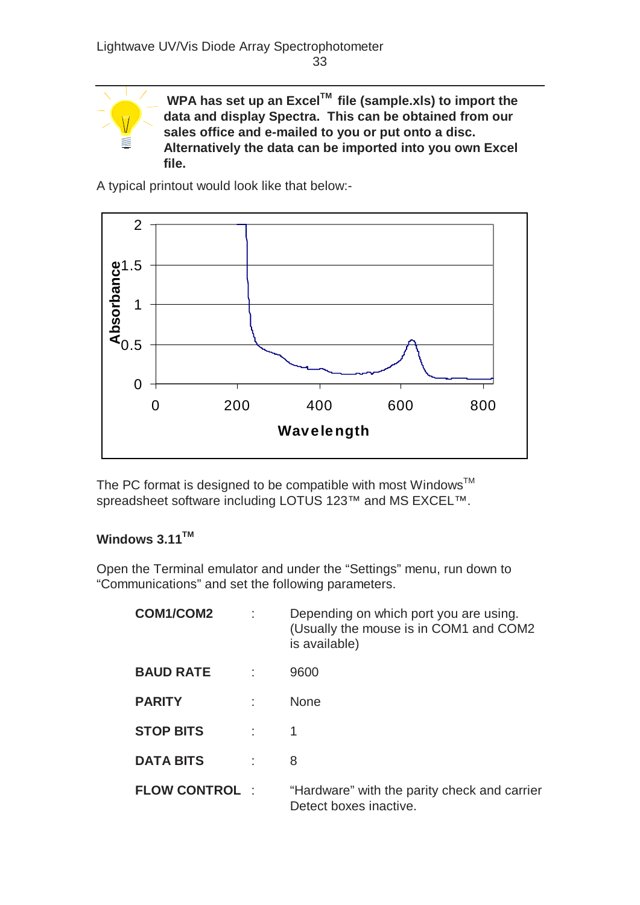**WPA has set up an Excel™ file (sample.xls) to import the data and display Spectra. This can be obtained from our sales office and e-mailed to you or put onto a disc. Alternatively the data can be imported into you own Excel file.**

A typical printout would look like that below:-

The PC format is designed to be compatible with most Windows™ spreadsheet software including LOTUS 123™ and MS EXCEL™.

**Windows 3.11™**

Open the Terminal emulator and under the "Settings" menu, run down to "Communications" and set the following parameters.

| | | |
|---|---|---|
| **COM1/COM2** | : | Depending on which port you are using. (Usually the mouse is in COM1 and COM2 is available) |
| **BAUD RATE** | : | 9600 |
| **PARITY** | : | None |
| **STOP BITS** | : | 1 |
| **DATA BITS** | : | 8 |
| **FLOW CONTROL** | : | "Hardware" with the parity check and carrier Detect boxes inactive. |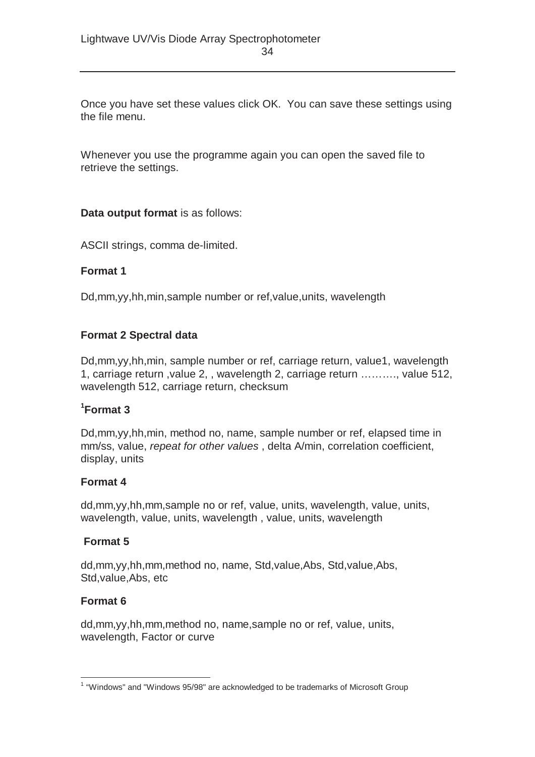Once you have set these values click OK. You can save these settings using the file menu.

Whenever you use the programme again you can open the saved file to retrieve the settings.

**Data output format** is as follows:

ASCII strings, comma de-limited.

**Format 1**

Dd,mm,yy,hh,min,sample number or ref,value,units, wavelength

**Format 2 Spectral data**

Dd,mm,yy,hh,min, sample number or ref, carriage return, value1, wavelength 1, carriage return ,value 2, , wavelength 2, carriage return ………., value 512, wavelength 512, carriage return, checksum

**[1]Format 3**

Dd,mm,yy,hh,min, method no, name, sample number or ref, elapsed time in mm/ss, value, *repeat for other values* , delta A/min, correlation coefficient, display, units

**Format 4**

dd,mm,yy,hh,mm,sample no or ref, value, units, wavelength, value, units, wavelength, value, units, wavelength , value, units, wavelength

**Format 5**

dd,mm,yy,hh,mm,method no, name, Std,value,Abs, Std,value,Abs, Std,value,Abs, etc

**Format 6**

dd,mm,yy,hh,mm,method no, name,sample no or ref, value, units, wavelength, Factor or curve

---

[1] "Windows" and "Windows 95/98" are acknowledged to be trademarks of Microsoft Group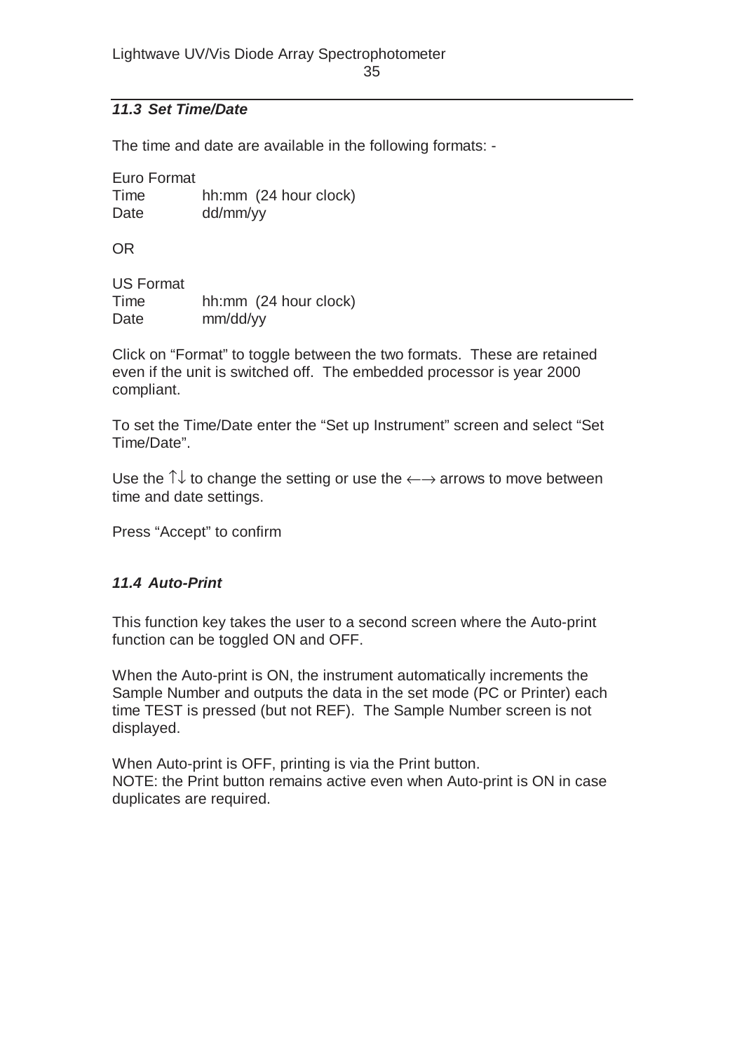### *11.3 Set Time/Date*

The time and date are available in the following formats: -

Euro Format
Time hh:mm (24 hour clock)
Date dd/mm/yy

OR

US Format
Time hh:mm (24 hour clock)
Date mm/dd/yy

Click on “Format” to toggle between the two formats. These are retained even if the unit is switched off. The embedded processor is year 2000 compliant.

To set the Time/Date enter the “Set up Instrument” screen and select “Set Time/Date”.

Use the ↑↓ to change the setting or use the ←→ arrows to move between time and date settings.

Press “Accept” to confirm

### *11.4 Auto-Print*

This function key takes the user to a second screen where the Auto-print function can be toggled ON and OFF.

When the Auto-print is ON, the instrument automatically increments the Sample Number and outputs the data in the set mode (PC or Printer) each time TEST is pressed (but not REF). The Sample Number screen is not displayed.

When Auto-print is OFF, printing is via the Print button.
NOTE: the Print button remains active even when Auto-print is ON in case duplicates are required.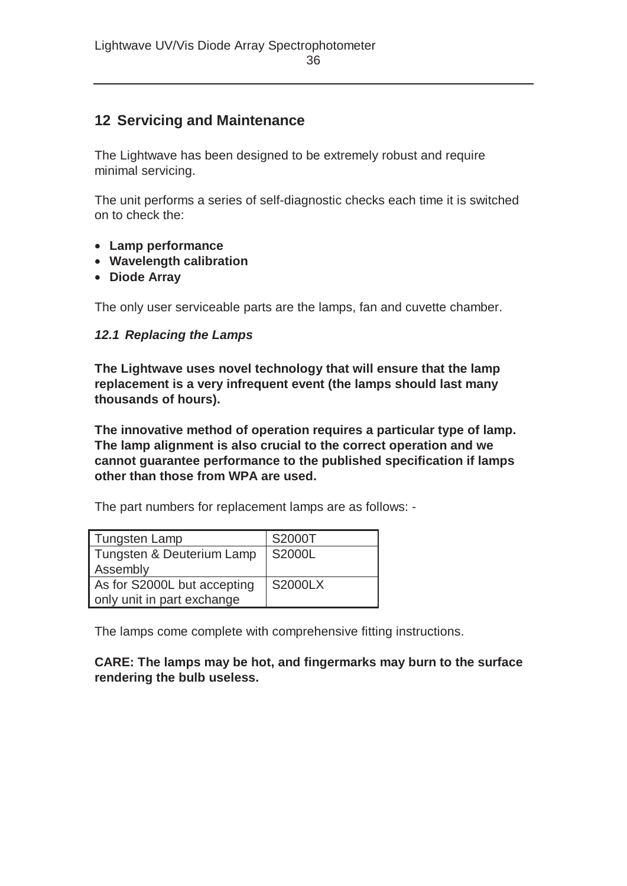# 12 Servicing and Maintenance

The Lightwave has been designed to be extremely robust and require minimal servicing.

The unit performs a series of self-diagnostic checks each time it is switched on to check the:

- **Lamp performance**
- **Wavelength calibration**
- **Diode Array**

The only user serviceable parts are the lamps, fan and cuvette chamber.

### *12.1 Replacing the Lamps*

**The Lightwave uses novel technology that will ensure that the lamp replacement is a very infrequent event (the lamps should last many thousands of hours).**

**The innovative method of operation requires a particular type of lamp. The lamp alignment is also crucial to the correct operation and we cannot guarantee performance to the published specification if lamps other than those from WPA are used.**

The part numbers for replacement lamps are as follows: -

| Tungsten Lamp | S2000T |
|---|---|
| Tungsten & Deuterium Lamp Assembly | S2000L |
| As for S2000L but accepting only unit in part exchange | S2000LX |

The lamps come complete with comprehensive fitting instructions.

**CARE: The lamps may be hot, and fingermarks may burn to the surface rendering the bulb useless.**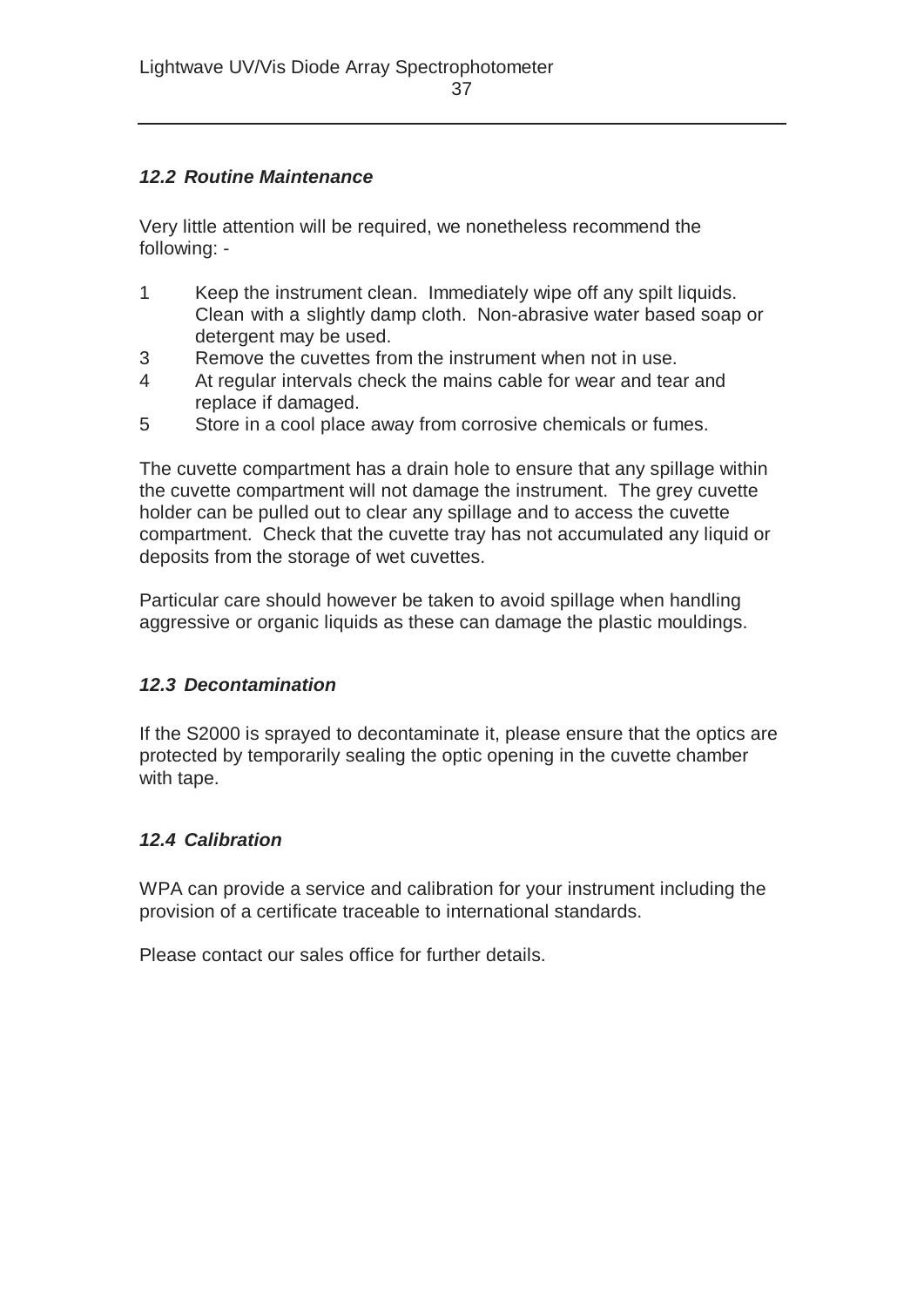### *12.2 Routine Maintenance*

Very little attention will be required, we nonetheless recommend the following: -

1 Keep the instrument clean. Immediately wipe off any spilt liquids. Clean with a slightly damp cloth. Non-abrasive water based soap or detergent may be used.
3 Remove the cuvettes from the instrument when not in use.
4 At regular intervals check the mains cable for wear and tear and replace if damaged.
5 Store in a cool place away from corrosive chemicals or fumes.

The cuvette compartment has a drain hole to ensure that any spillage within the cuvette compartment will not damage the instrument. The grey cuvette holder can be pulled out to clear any spillage and to access the cuvette compartment. Check that the cuvette tray has not accumulated any liquid or deposits from the storage of wet cuvettes.

Particular care should however be taken to avoid spillage when handling aggressive or organic liquids as these can damage the plastic mouldings.

### *12.3 Decontamination*

If the S2000 is sprayed to decontaminate it, please ensure that the optics are protected by temporarily sealing the optic opening in the cuvette chamber with tape.

### *12.4 Calibration*

WPA can provide a service and calibration for your instrument including the provision of a certificate traceable to international standards.

Please contact our sales office for further details.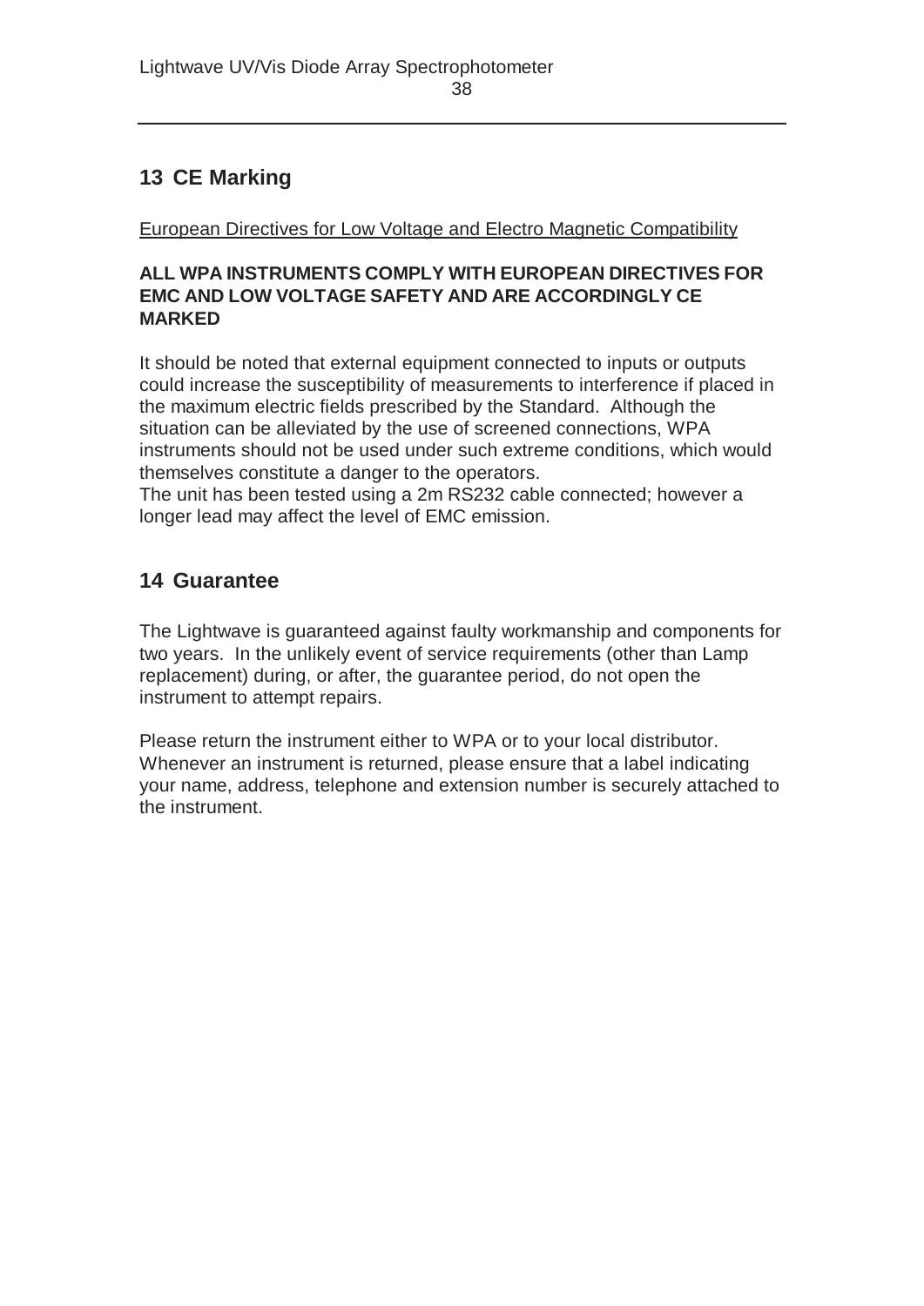## 13 CE Marking

European Directives for Low Voltage and Electro Magnetic Compatibility

**ALL WPA INSTRUMENTS COMPLY WITH EUROPEAN DIRECTIVES FOR EMC AND LOW VOLTAGE SAFETY AND ARE ACCORDINGLY CE MARKED**

It should be noted that external equipment connected to inputs or outputs could increase the susceptibility of measurements to interference if placed in the maximum electric fields prescribed by the Standard. Although the situation can be alleviated by the use of screened connections, WPA instruments should not be used under such extreme conditions, which would themselves constitute a danger to the operators.
The unit has been tested using a 2m RS232 cable connected; however a longer lead may affect the level of EMC emission.

## 14 Guarantee

The Lightwave is guaranteed against faulty workmanship and components for two years. In the unlikely event of service requirements (other than Lamp replacement) during, or after, the guarantee period, do not open the instrument to attempt repairs.

Please return the instrument either to WPA or to your local distributor. Whenever an instrument is returned, please ensure that a label indicating your name, address, telephone and extension number is securely attached to the instrument.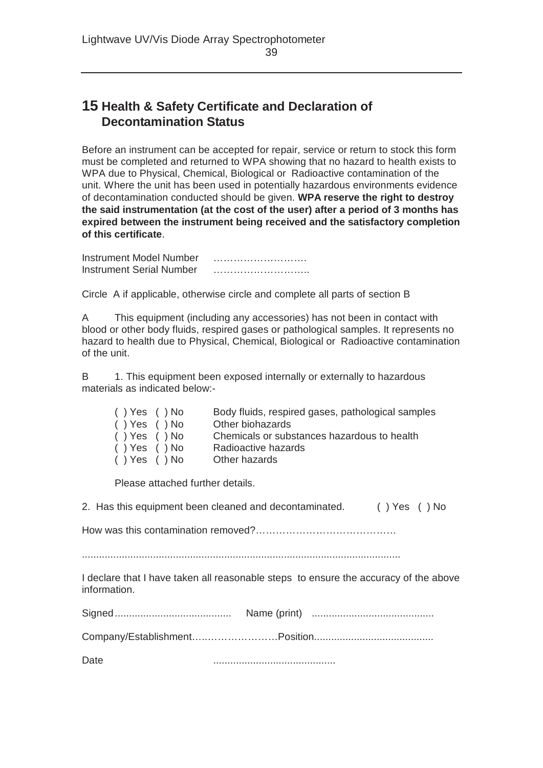# 15 Health & Safety Certificate and Declaration of Decontamination Status

Before an instrument can be accepted for repair, service or return to stock this form must be completed and returned to WPA showing that no hazard to health exists to WPA due to Physical, Chemical, Biological or Radioactive contamination of the unit. Where the unit has been used in potentially hazardous environments evidence of decontamination conducted should be given. **WPA reserve the right to destroy the said instrumentation (at the cost of the user) after a period of 3 months has expired between the instrument being received and the satisfactory completion of this certificate**.

Instrument Model Number ……………………….
Instrument Serial Number ………………………..

Circle A if applicable, otherwise circle and complete all parts of section B

A This equipment (including any accessories) has not been in contact with blood or other body fluids, respired gases or pathological samples. It represents no hazard to health due to Physical, Chemical, Biological or Radioactive contamination of the unit.

B 1. This equipment been exposed internally or externally to hazardous materials as indicated below:-

( ) Yes ( ) No Body fluids, respired gases, pathological samples
( ) Yes ( ) No Other biohazards
( ) Yes ( ) No Chemicals or substances hazardous to health
( ) Yes ( ) No Radioactive hazards
( ) Yes ( ) No Other hazards

Please attached further details.

2. Has this equipment been cleaned and decontaminated. ( ) Yes ( ) No

How was this contamination removed?……………………………………

................................................................................................................

I declare that I have taken all reasonable steps to ensure the accuracy of the above information.

Signed......................................... Name (print) ..........................................

Company/Establishment….…………………Position..........................................

Date ...........................................